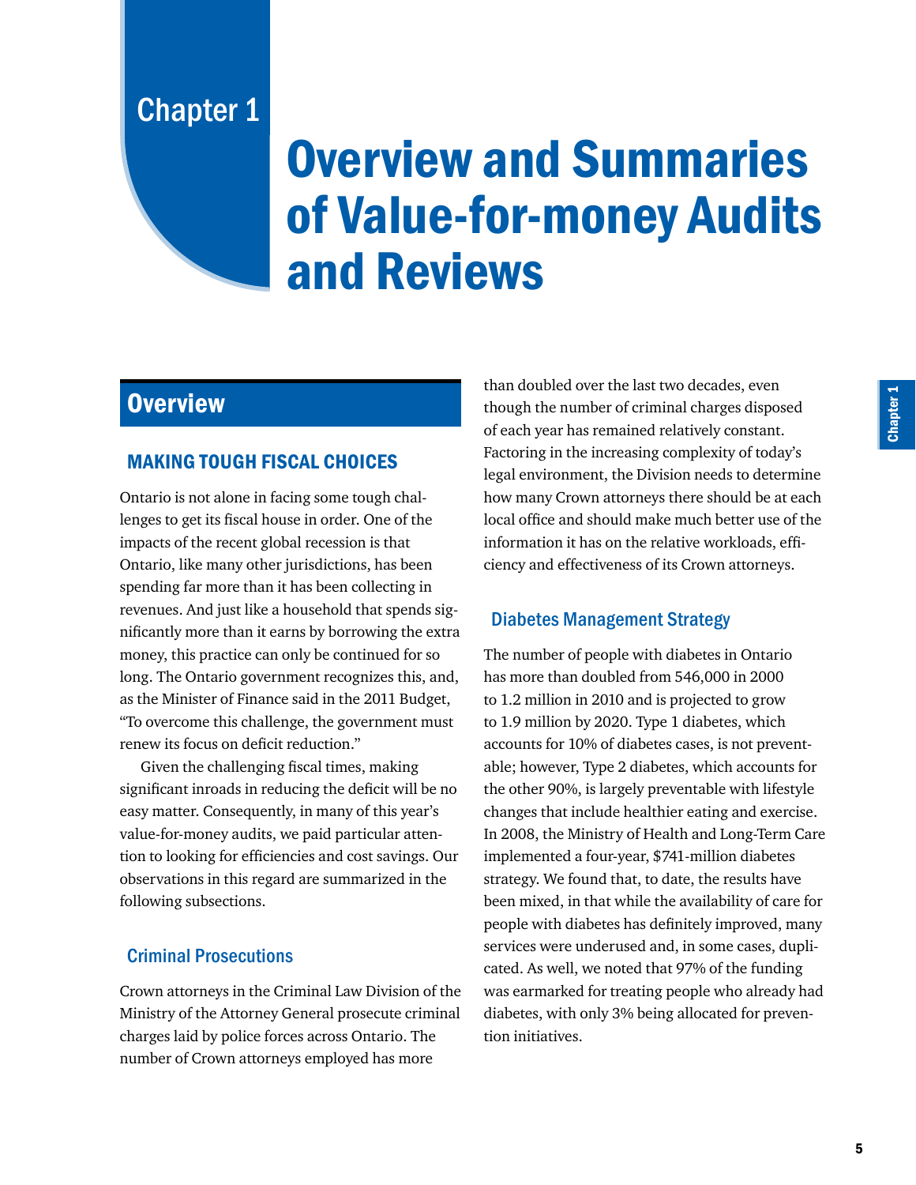# Chapter 1

# Overview and Summaries of Value-for-money Audits and Reviews

## Overview

### MAKING TOUGH FISCAL CHOICES

Ontario is not alone in facing some tough challenges to get its fiscal house in order. One of the impacts of the recent global recession is that Ontario, like many other jurisdictions, has been spending far more than it has been collecting in revenues. And just like a household that spends significantly more than it earns by borrowing the extra money, this practice can only be continued for so long. The Ontario government recognizes this, and, as the Minister of Finance said in the 2011 Budget, "To overcome this challenge, the government must renew its focus on deficit reduction."

Given the challenging fiscal times, making significant inroads in reducing the deficit will be no easy matter. Consequently, in many of this year's value-for-money audits, we paid particular attention to looking for efficiencies and cost savings. Our observations in this regard are summarized in the following subsections.

#### Criminal Prosecutions

Crown attorneys in the Criminal Law Division of the Ministry of the Attorney General prosecute criminal charges laid by police forces across Ontario. The number of Crown attorneys employed has more than doubled over the last two decades, even though the number of criminal charges disposed of each year has remained relatively constant. Factoring in the increasing complexity of today's legal environment, the Division needs to determine how many Crown attorneys there should be at each local office and should make much better use of the information it has on the relative workloads, efficiency and effectiveness of its Crown attorneys.

#### Diabetes Management Strategy

The number of people with diabetes in Ontario has more than doubled from 546,000 in 2000 to 1.2 million in 2010 and is projected to grow to 1.9 million by 2020. Type 1 diabetes, which accounts for 10% of diabetes cases, is not preventable; however, Type 2 diabetes, which accounts for the other 90%, is largely preventable with lifestyle changes that include healthier eating and exercise. In 2008, the Ministry of Health and Long-Term Care implemented a four-year, $741-million diabetes strategy. We found that, to date, the results have been mixed, in that while the availability of care for people with diabetes has definitely improved, many services were underused and, in some cases, duplicated. As well, we noted that 97% of the funding was earmarked for treating people who already had diabetes, with only 3% being allocated for prevention initiatives.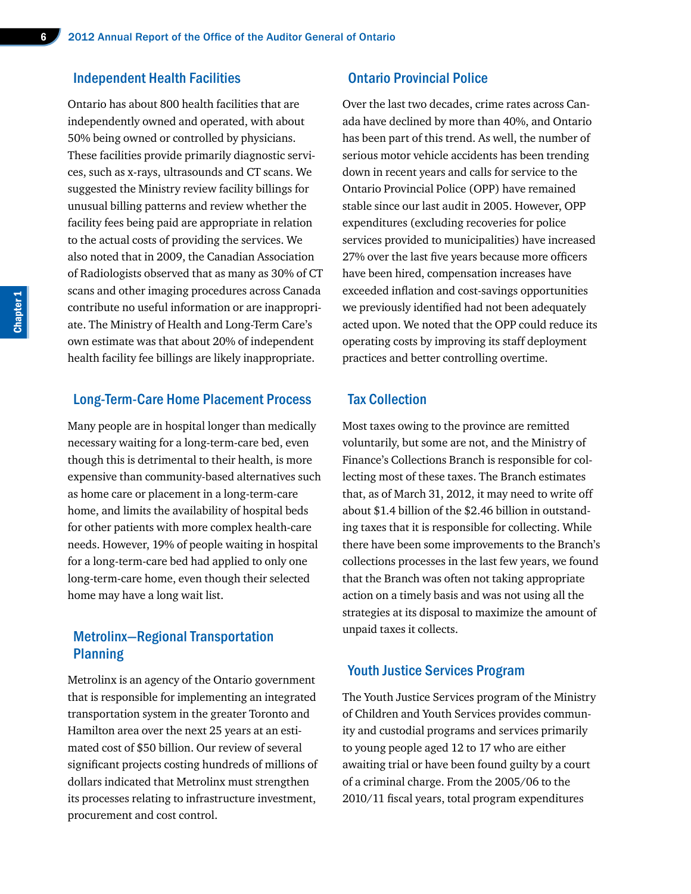## Independent Health Facilities

Ontario has about 800 health facilities that are independently owned and operated, with about 50% being owned or controlled by physicians. These facilities provide primarily diagnostic services, such as x-rays, ultrasounds and CT scans. We suggested the Ministry review facility billings for unusual billing patterns and review whether the facility fees being paid are appropriate in relation to the actual costs of providing the services. We also noted that in 2009, the Canadian Association of Radiologists observed that as many as 30% of CT scans and other imaging procedures across Canada contribute no useful information or are inappropriate. The Ministry of Health and Long-Term Care's own estimate was that about 20% of independent health facility fee billings are likely inappropriate.

## Long-Term-Care Home Placement Process

Many people are in hospital longer than medically necessary waiting for a long-term-care bed, even though this is detrimental to their health, is more expensive than community-based alternatives such as home care or placement in a long-term-care home, and limits the availability of hospital beds for other patients with more complex health-care needs. However, 19% of people waiting in hospital for a long-term-care bed had applied to only one long-term-care home, even though their selected home may have a long wait list.

## Metrolinx—Regional Transportation Planning

Metrolinx is an agency of the Ontario government that is responsible for implementing an integrated transportation system in the greater Toronto and Hamilton area over the next 25 years at an estimated cost of $50 billion. Our review of several significant projects costing hundreds of millions of dollars indicated that Metrolinx must strengthen its processes relating to infrastructure investment, procurement and cost control.

## Ontario Provincial Police

Over the last two decades, crime rates across Canada have declined by more than 40%, and Ontario has been part of this trend. As well, the number of serious motor vehicle accidents has been trending down in recent years and calls for service to the Ontario Provincial Police (OPP) have remained stable since our last audit in 2005. However, OPP expenditures (excluding recoveries for police services provided to municipalities) have increased 27% over the last five years because more officers have been hired, compensation increases have exceeded inflation and cost-savings opportunities we previously identified had not been adequately acted upon. We noted that the OPP could reduce its operating costs by improving its staff deployment practices and better controlling overtime.

## Tax Collection

Most taxes owing to the province are remitted voluntarily, but some are not, and the Ministry of Finance's Collections Branch is responsible for collecting most of these taxes. The Branch estimates that, as of March 31, 2012, it may need to write off about $1.4 billion of the $2.46 billion in outstanding taxes that it is responsible for collecting. While there have been some improvements to the Branch's collections processes in the last few years, we found that the Branch was often not taking appropriate action on a timely basis and was not using all the strategies at its disposal to maximize the amount of unpaid taxes it collects.

## Youth Justice Services Program

The Youth Justice Services program of the Ministry of Children and Youth Services provides community and custodial programs and services primarily to young people aged 12 to 17 who are either awaiting trial or have been found guilty by a court of a criminal charge. From the 2005/06 to the 2010/11 fiscal years, total program expenditures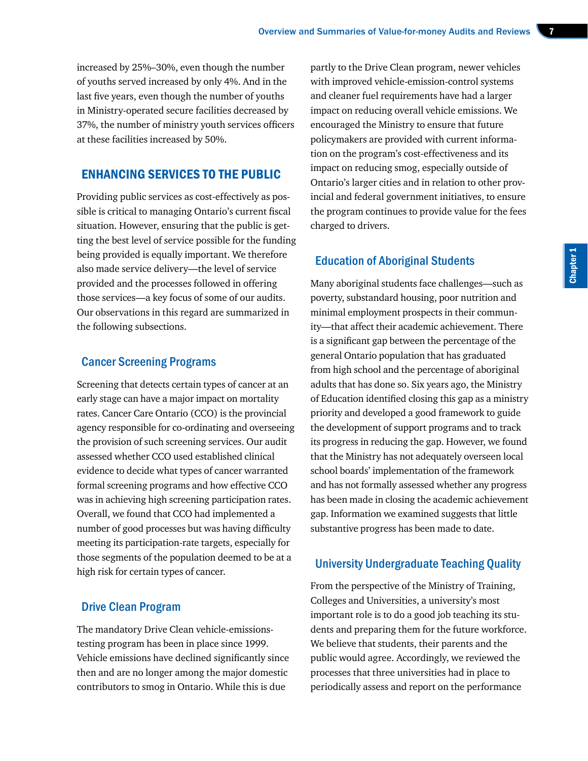increased by 25%–30%, even though the number of youths served increased by only 4%. And in the last five years, even though the number of youths in Ministry-operated secure facilities decreased by 37%, the number of ministry youth services officers at these facilities increased by 50%.

## ENHANCING SERVICES TO THE PUBLIC

Providing public services as cost-effectively as possible is critical to managing Ontario's current fiscal situation. However, ensuring that the public is getting the best level of service possible for the funding being provided is equally important. We therefore also made service delivery—the level of service provided and the processes followed in offering those services—a key focus of some of our audits. Our observations in this regard are summarized in the following subsections.

### Cancer Screening Programs

Screening that detects certain types of cancer at an early stage can have a major impact on mortality rates. Cancer Care Ontario (CCO) is the provincial agency responsible for co-ordinating and overseeing the provision of such screening services. Our audit assessed whether CCO used established clinical evidence to decide what types of cancer warranted formal screening programs and how effective CCO was in achieving high screening participation rates. Overall, we found that CCO had implemented a number of good processes but was having difficulty meeting its participation-rate targets, especially for those segments of the population deemed to be at a high risk for certain types of cancer.

### Drive Clean Program

The mandatory Drive Clean vehicle-emissions-testing program has been in place since 1999. Vehicle emissions have declined significantly since then and are no longer among the major domestic contributors to smog in Ontario. While this is due partly to the Drive Clean program, newer vehicles with improved vehicle-emission-control systems and cleaner fuel requirements have had a larger impact on reducing overall vehicle emissions. We encouraged the Ministry to ensure that future policymakers are provided with current information on the program's cost-effectiveness and its impact on reducing smog, especially outside of Ontario's larger cities and in relation to other provincial and federal government initiatives, to ensure the program continues to provide value for the fees charged to drivers.

### Education of Aboriginal Students

Many aboriginal students face challenges—such as poverty, substandard housing, poor nutrition and minimal employment prospects in their community—that affect their academic achievement. There is a significant gap between the percentage of the general Ontario population that has graduated from high school and the percentage of aboriginal adults that has done so. Six years ago, the Ministry of Education identified closing this gap as a ministry priority and developed a good framework to guide the development of support programs and to track its progress in reducing the gap. However, we found that the Ministry has not adequately overseen local school boards' implementation of the framework and has not formally assessed whether any progress has been made in closing the academic achievement gap. Information we examined suggests that little substantive progress has been made to date.

### University Undergraduate Teaching Quality

From the perspective of the Ministry of Training, Colleges and Universities, a university's most important role is to do a good job teaching its students and preparing them for the future workforce. We believe that students, their parents and the public would agree. Accordingly, we reviewed the processes that three universities had in place to periodically assess and report on the performance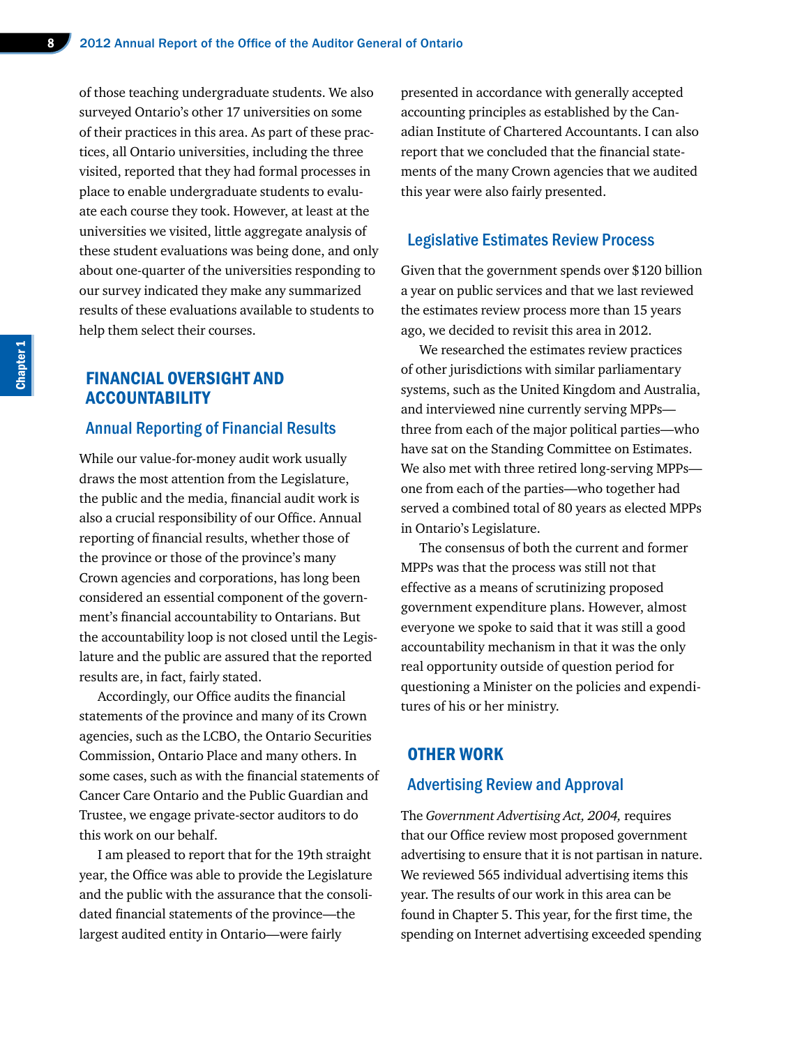of those teaching undergraduate students. We also surveyed Ontario's other 17 universities on some of their practices in this area. As part of these practices, all Ontario universities, including the three visited, reported that they had formal processes in place to enable undergraduate students to evaluate each course they took. However, at least at the universities we visited, little aggregate analysis of these student evaluations was being done, and only about one-quarter of the universities responding to our survey indicated they make any summarized results of these evaluations available to students to help them select their courses.

## FINANCIAL OVERSIGHT AND ACCOUNTABILITY

### Annual Reporting of Financial Results

While our value-for-money audit work usually draws the most attention from the Legislature, the public and the media, financial audit work is also a crucial responsibility of our Office. Annual reporting of financial results, whether those of the province or those of the province's many Crown agencies and corporations, has long been considered an essential component of the government's financial accountability to Ontarians. But the accountability loop is not closed until the Legislature and the public are assured that the reported results are, in fact, fairly stated.

Accordingly, our Office audits the financial statements of the province and many of its Crown agencies, such as the LCBO, the Ontario Securities Commission, Ontario Place and many others. In some cases, such as with the financial statements of Cancer Care Ontario and the Public Guardian and Trustee, we engage private-sector auditors to do this work on our behalf.

I am pleased to report that for the 19th straight year, the Office was able to provide the Legislature and the public with the assurance that the consolidated financial statements of the province—the largest audited entity in Ontario—were fairly presented in accordance with generally accepted accounting principles as established by the Canadian Institute of Chartered Accountants. I can also report that we concluded that the financial statements of the many Crown agencies that we audited this year were also fairly presented.

### Legislative Estimates Review Process

Given that the government spends over $120 billion a year on public services and that we last reviewed the estimates review process more than 15 years ago, we decided to revisit this area in 2012.

We researched the estimates review practices of other jurisdictions with similar parliamentary systems, such as the United Kingdom and Australia, and interviewed nine currently serving MPPs—three from each of the major political parties—who have sat on the Standing Committee on Estimates. We also met with three retired long-serving MPPs—one from each of the parties—who together had served a combined total of 80 years as elected MPPs in Ontario's Legislature.

The consensus of both the current and former MPPs was that the process was still not that effective as a means of scrutinizing proposed government expenditure plans. However, almost everyone we spoke to said that it was still a good accountability mechanism in that it was the only real opportunity outside of question period for questioning a Minister on the policies and expenditures of his or her ministry.

## OTHER WORK

### Advertising Review and Approval

The *Government Advertising Act, 2004,* requires that our Office review most proposed government advertising to ensure that it is not partisan in nature. We reviewed 565 individual advertising items this year. The results of our work in this area can be found in Chapter 5. This year, for the first time, the spending on Internet advertising exceeded spending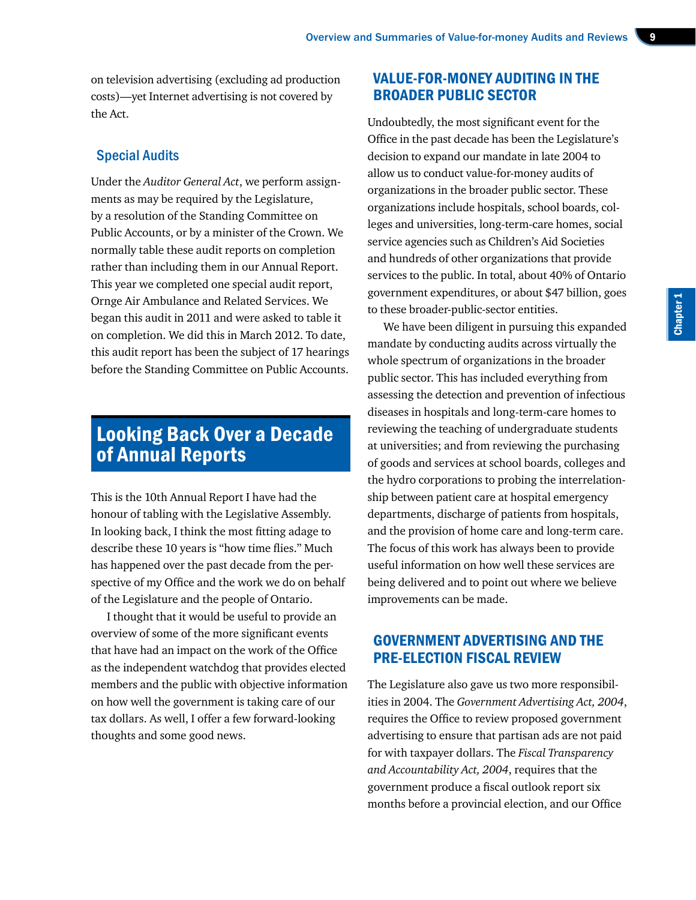on television advertising (excluding ad production costs)—yet Internet advertising is not covered by the Act.

### Special Audits

Under the *Auditor General Act*, we perform assignments as may be required by the Legislature, by a resolution of the Standing Committee on Public Accounts, or by a minister of the Crown. We normally table these audit reports on completion rather than including them in our Annual Report. This year we completed one special audit report, Ornge Air Ambulance and Related Services. We began this audit in 2011 and were asked to table it on completion. We did this in March 2012. To date, this audit report has been the subject of 17 hearings before the Standing Committee on Public Accounts.

# Looking Back Over a Decade of Annual Reports

This is the 10th Annual Report I have had the honour of tabling with the Legislative Assembly. In looking back, I think the most fitting adage to describe these 10 years is "how time flies." Much has happened over the past decade from the perspective of my Office and the work we do on behalf of the Legislature and the people of Ontario.

I thought that it would be useful to provide an overview of some of the more significant events that have had an impact on the work of the Office as the independent watchdog that provides elected members and the public with objective information on how well the government is taking care of our tax dollars. As well, I offer a few forward-looking thoughts and some good news.

## VALUE-FOR-MONEY AUDITING IN THE BROADER PUBLIC SECTOR

Undoubtedly, the most significant event for the Office in the past decade has been the Legislature's decision to expand our mandate in late 2004 to allow us to conduct value-for-money audits of organizations in the broader public sector. These organizations include hospitals, school boards, colleges and universities, long-term-care homes, social service agencies such as Children's Aid Societies and hundreds of other organizations that provide services to the public. In total, about 40% of Ontario government expenditures, or about $47 billion, goes to these broader-public-sector entities.

We have been diligent in pursuing this expanded mandate by conducting audits across virtually the whole spectrum of organizations in the broader public sector. This has included everything from assessing the detection and prevention of infectious diseases in hospitals and long-term-care homes to reviewing the teaching of undergraduate students at universities; and from reviewing the purchasing of goods and services at school boards, colleges and the hydro corporations to probing the interrelationship between patient care at hospital emergency departments, discharge of patients from hospitals, and the provision of home care and long-term care. The focus of this work has always been to provide useful information on how well these services are being delivered and to point out where we believe improvements can be made.

## GOVERNMENT ADVERTISING AND THE PRE-ELECTION FISCAL REVIEW

The Legislature also gave us two more responsibilities in 2004. The *Government Advertising Act, 2004*, requires the Office to review proposed government advertising to ensure that partisan ads are not paid for with taxpayer dollars. The *Fiscal Transparency and Accountability Act, 2004*, requires that the government produce a fiscal outlook report six months before a provincial election, and our Office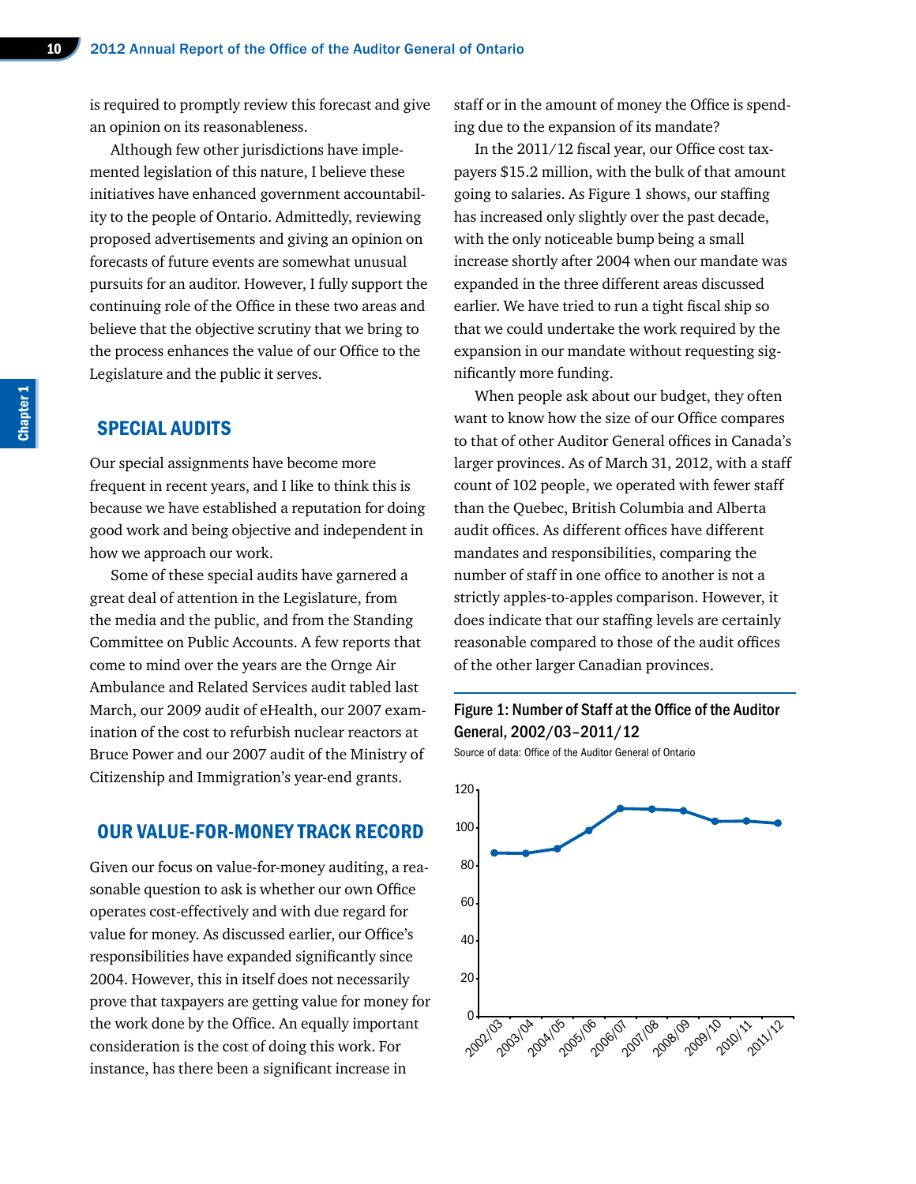is required to promptly review this forecast and give an opinion on its reasonableness.

Although few other jurisdictions have implemented legislation of this nature, I believe these initiatives have enhanced government accountability to the people of Ontario. Admittedly, reviewing proposed advertisements and giving an opinion on forecasts of future events are somewhat unusual pursuits for an auditor. However, I fully support the continuing role of the Office in these two areas and believe that the objective scrutiny that we bring to the process enhances the value of our Office to the Legislature and the public it serves.

## SPECIAL AUDITS

Our special assignments have become more frequent in recent years, and I like to think this is because we have established a reputation for doing good work and being objective and independent in how we approach our work.

Some of these special audits have garnered a great deal of attention in the Legislature, from the media and the public, and from the Standing Committee on Public Accounts. A few reports that come to mind over the years are the Ornge Air Ambulance and Related Services audit tabled last March, our 2009 audit of eHealth, our 2007 examination of the cost to refurbish nuclear reactors at Bruce Power and our 2007 audit of the Ministry of Citizenship and Immigration's year-end grants.

## OUR VALUE-FOR-MONEY TRACK RECORD

Given our focus on value-for-money auditing, a reasonable question to ask is whether our own Office operates cost-effectively and with due regard for value for money. As discussed earlier, our Office's responsibilities have expanded significantly since 2004. However, this in itself does not necessarily prove that taxpayers are getting value for money for the work done by the Office. An equally important consideration is the cost of doing this work. For instance, has there been a significant increase in staff or in the amount of money the Office is spending due to the expansion of its mandate?

In the 2011/12 fiscal year, our Office cost taxpayers $15.2 million, with the bulk of that amount going to salaries. As Figure 1 shows, our staffing has increased only slightly over the past decade, with the only noticeable bump being a small increase shortly after 2004 when our mandate was expanded in the three different areas discussed earlier. We have tried to run a tight fiscal ship so that we could undertake the work required by the expansion in our mandate without requesting significantly more funding.

When people ask about our budget, they often want to know how the size of our Office compares to that of other Auditor General offices in Canada's larger provinces. As of March 31, 2012, with a staff count of 102 people, we operated with fewer staff than the Quebec, British Columbia and Alberta audit offices. As different offices have different mandates and responsibilities, comparing the number of staff in one office to another is not a strictly apples-to-apples comparison. However, it does indicate that our staffing levels are certainly reasonable compared to those of the audit offices of the other larger Canadian provinces.

**Figure 1: Number of Staff at the Office of the Auditor General, 2002/03–2011/12**

Source of data: Office of the Auditor General of Ontario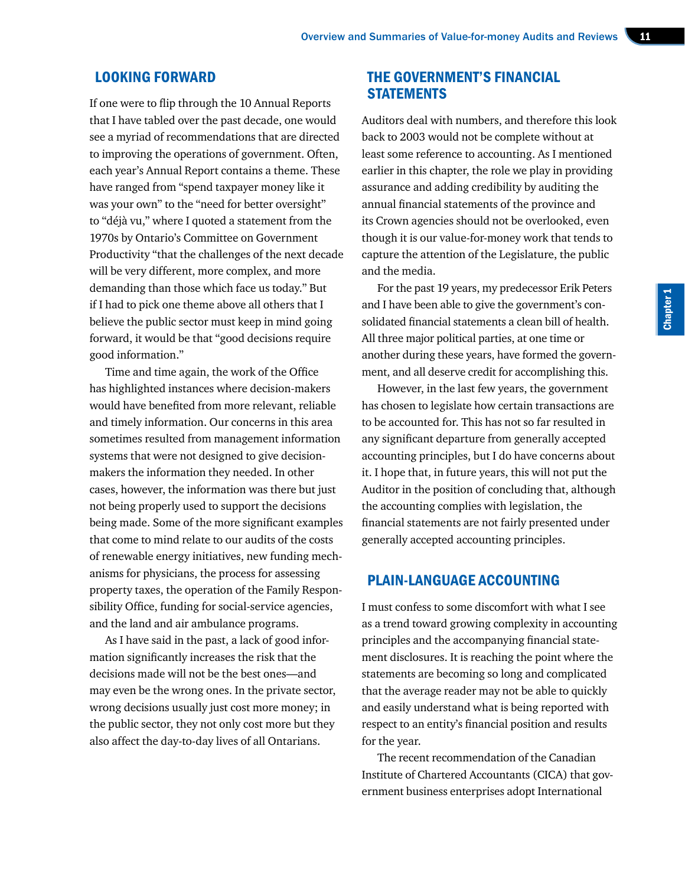## LOOKING FORWARD

If one were to flip through the 10 Annual Reports that I have tabled over the past decade, one would see a myriad of recommendations that are directed to improving the operations of government. Often, each year's Annual Report contains a theme. These have ranged from "spend taxpayer money like it was your own" to the "need for better oversight" to "déjà vu," where I quoted a statement from the 1970s by Ontario's Committee on Government Productivity "that the challenges of the next decade will be very different, more complex, and more demanding than those which face us today." But if I had to pick one theme above all others that I believe the public sector must keep in mind going forward, it would be that "good decisions require good information."

Time and time again, the work of the Office has highlighted instances where decision-makers would have benefited from more relevant, reliable and timely information. Our concerns in this area sometimes resulted from management information systems that were not designed to give decision-makers the information they needed. In other cases, however, the information was there but just not being properly used to support the decisions being made. Some of the more significant examples that come to mind relate to our audits of the costs of renewable energy initiatives, new funding mechanisms for physicians, the process for assessing property taxes, the operation of the Family Responsibility Office, funding for social-service agencies, and the land and air ambulance programs.

As I have said in the past, a lack of good information significantly increases the risk that the decisions made will not be the best ones—and may even be the wrong ones. In the private sector, wrong decisions usually just cost more money; in the public sector, they not only cost more but they also affect the day-to-day lives of all Ontarians.

## THE GOVERNMENT'S FINANCIAL STATEMENTS

Auditors deal with numbers, and therefore this look back to 2003 would not be complete without at least some reference to accounting. As I mentioned earlier in this chapter, the role we play in providing assurance and adding credibility by auditing the annual financial statements of the province and its Crown agencies should not be overlooked, even though it is our value-for-money work that tends to capture the attention of the Legislature, the public and the media.

For the past 19 years, my predecessor Erik Peters and I have been able to give the government's consolidated financial statements a clean bill of health. All three major political parties, at one time or another during these years, have formed the government, and all deserve credit for accomplishing this.

However, in the last few years, the government has chosen to legislate how certain transactions are to be accounted for. This has not so far resulted in any significant departure from generally accepted accounting principles, but I do have concerns about it. I hope that, in future years, this will not put the Auditor in the position of concluding that, although the accounting complies with legislation, the financial statements are not fairly presented under generally accepted accounting principles.

## PLAIN-LANGUAGE ACCOUNTING

I must confess to some discomfort with what I see as a trend toward growing complexity in accounting principles and the accompanying financial statement disclosures. It is reaching the point where the statements are becoming so long and complicated that the average reader may not be able to quickly and easily understand what is being reported with respect to an entity's financial position and results for the year.

The recent recommendation of the Canadian Institute of Chartered Accountants (CICA) that government business enterprises adopt International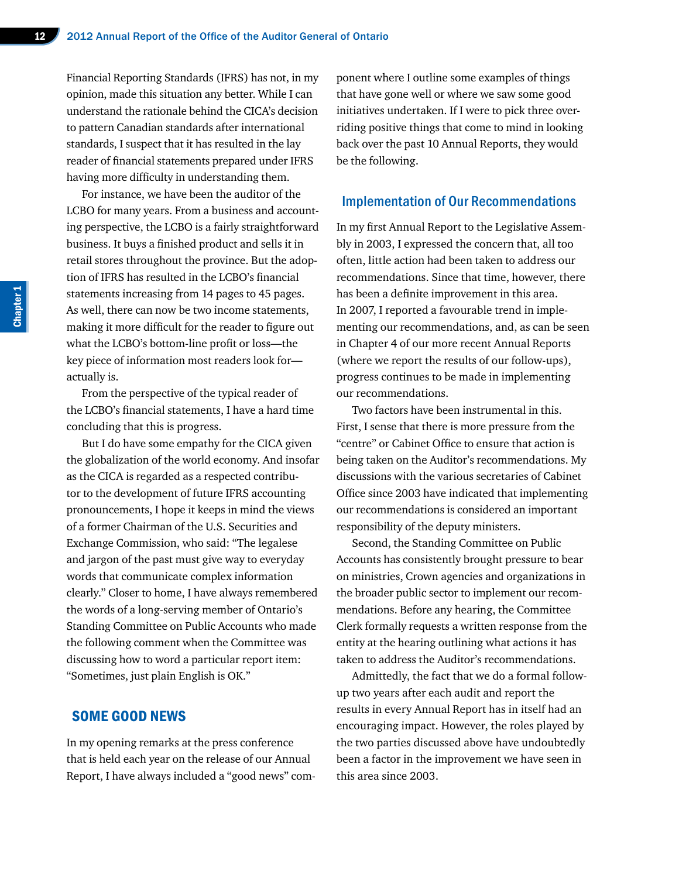Financial Reporting Standards (IFRS) has not, in my opinion, made this situation any better. While I can understand the rationale behind the CICA's decision to pattern Canadian standards after international standards, I suspect that it has resulted in the lay reader of financial statements prepared under IFRS having more difficulty in understanding them.

For instance, we have been the auditor of the LCBO for many years. From a business and accounting perspective, the LCBO is a fairly straightforward business. It buys a finished product and sells it in retail stores throughout the province. But the adoption of IFRS has resulted in the LCBO's financial statements increasing from 14 pages to 45 pages. As well, there can now be two income statements, making it more difficult for the reader to figure out what the LCBO's bottom-line profit or loss—the key piece of information most readers look for—actually is.

From the perspective of the typical reader of the LCBO's financial statements, I have a hard time concluding that this is progress.

But I do have some empathy for the CICA given the globalization of the world economy. And insofar as the CICA is regarded as a respected contributor to the development of future IFRS accounting pronouncements, I hope it keeps in mind the views of a former Chairman of the U.S. Securities and Exchange Commission, who said: "The legalese and jargon of the past must give way to everyday words that communicate complex information clearly." Closer to home, I have always remembered the words of a long-serving member of Ontario's Standing Committee on Public Accounts who made the following comment when the Committee was discussing how to word a particular report item: "Sometimes, just plain English is OK."

## SOME GOOD NEWS

In my opening remarks at the press conference that is held each year on the release of our Annual Report, I have always included a "good news" component where I outline some examples of things that have gone well or where we saw some good initiatives undertaken. If I were to pick three overriding positive things that come to mind in looking back over the past 10 Annual Reports, they would be the following.

### Implementation of Our Recommendations

In my first Annual Report to the Legislative Assembly in 2003, I expressed the concern that, all too often, little action had been taken to address our recommendations. Since that time, however, there has been a definite improvement in this area. In 2007, I reported a favourable trend in implementing our recommendations, and, as can be seen in Chapter 4 of our more recent Annual Reports (where we report the results of our follow-ups), progress continues to be made in implementing our recommendations.

Two factors have been instrumental in this. First, I sense that there is more pressure from the "centre" or Cabinet Office to ensure that action is being taken on the Auditor's recommendations. My discussions with the various secretaries of Cabinet Office since 2003 have indicated that implementing our recommendations is considered an important responsibility of the deputy ministers.

Second, the Standing Committee on Public Accounts has consistently brought pressure to bear on ministries, Crown agencies and organizations in the broader public sector to implement our recommendations. Before any hearing, the Committee Clerk formally requests a written response from the entity at the hearing outlining what actions it has taken to address the Auditor's recommendations.

Admittedly, the fact that we do a formal follow-up two years after each audit and report the results in every Annual Report has in itself had an encouraging impact. However, the roles played by the two parties discussed above have undoubtedly been a factor in the improvement we have seen in this area since 2003.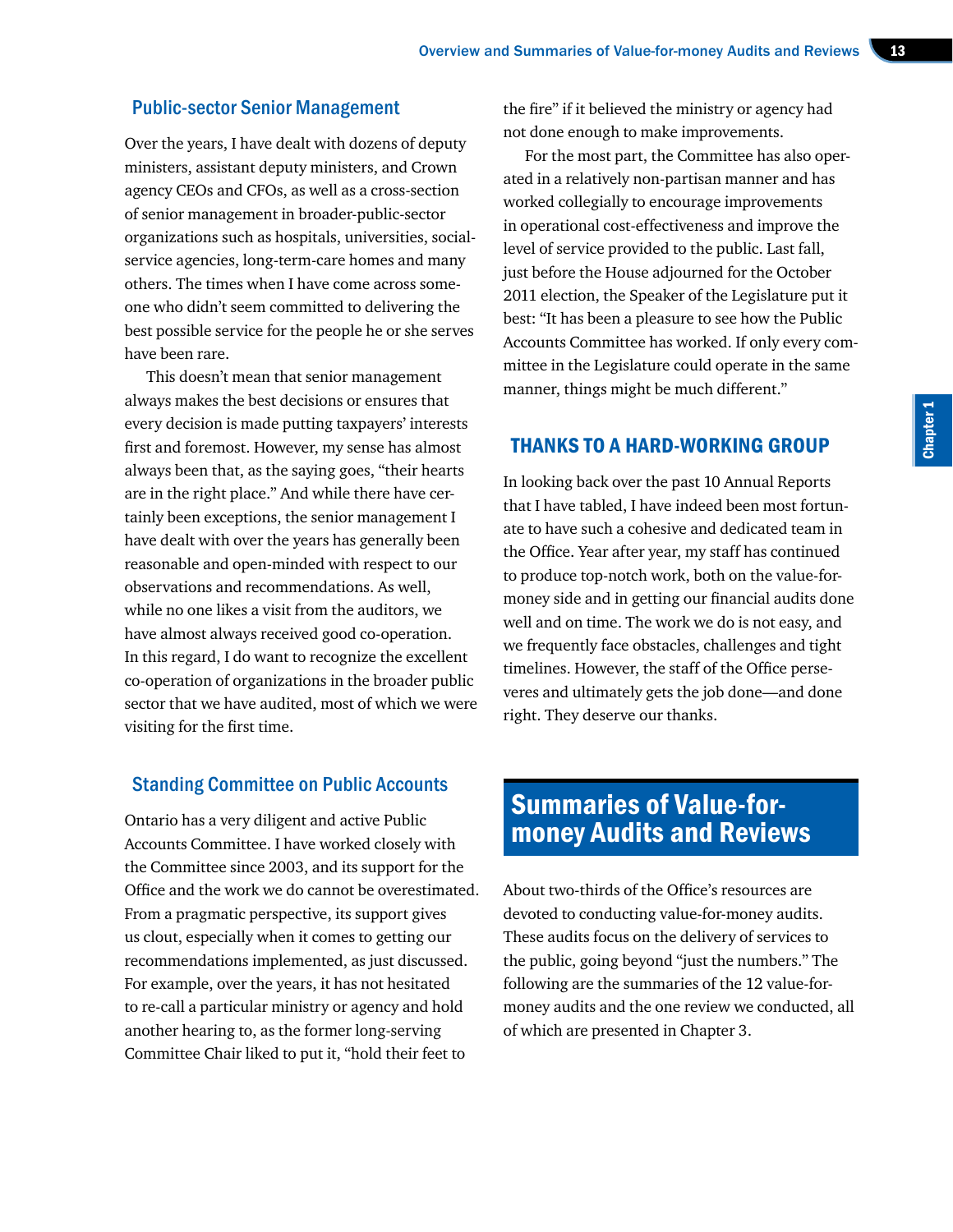### Public-sector Senior Management

Over the years, I have dealt with dozens of deputy ministers, assistant deputy ministers, and Crown agency CEOs and CFOs, as well as a cross-section of senior management in broader-public-sector organizations such as hospitals, universities, social-service agencies, long-term-care homes and many others. The times when I have come across someone who didn't seem committed to delivering the best possible service for the people he or she serves have been rare.

This doesn't mean that senior management always makes the best decisions or ensures that every decision is made putting taxpayers' interests first and foremost. However, my sense has almost always been that, as the saying goes, "their hearts are in the right place." And while there have certainly been exceptions, the senior management I have dealt with over the years has generally been reasonable and open-minded with respect to our observations and recommendations. As well, while no one likes a visit from the auditors, we have almost always received good co-operation. In this regard, I do want to recognize the excellent co-operation of organizations in the broader public sector that we have audited, most of which we were visiting for the first time.

### Standing Committee on Public Accounts

Ontario has a very diligent and active Public Accounts Committee. I have worked closely with the Committee since 2003, and its support for the Office and the work we do cannot be overestimated. From a pragmatic perspective, its support gives us clout, especially when it comes to getting our recommendations implemented, as just discussed. For example, over the years, it has not hesitated to re-call a particular ministry or agency and hold another hearing to, as the former long-serving Committee Chair liked to put it, "hold their feet to the fire" if it believed the ministry or agency had not done enough to make improvements.

For the most part, the Committee has also operated in a relatively non-partisan manner and has worked collegially to encourage improvements in operational cost-effectiveness and improve the level of service provided to the public. Last fall, just before the House adjourned for the October 2011 election, the Speaker of the Legislature put it best: "It has been a pleasure to see how the Public Accounts Committee has worked. If only every committee in the Legislature could operate in the same manner, things might be much different."

## THANKS TO A HARD-WORKING GROUP

In looking back over the past 10 Annual Reports that I have tabled, I have indeed been most fortunate to have such a cohesive and dedicated team in the Office. Year after year, my staff has continued to produce top-notch work, both on the value-for-money side and in getting our financial audits done well and on time. The work we do is not easy, and we frequently face obstacles, challenges and tight timelines. However, the staff of the Office perseveres and ultimately gets the job done—and done right. They deserve our thanks.

# Summaries of Value-for-money Audits and Reviews

About two-thirds of the Office's resources are devoted to conducting value-for-money audits. These audits focus on the delivery of services to the public, going beyond "just the numbers." The following are the summaries of the 12 value-for-money audits and the one review we conducted, all of which are presented in Chapter 3.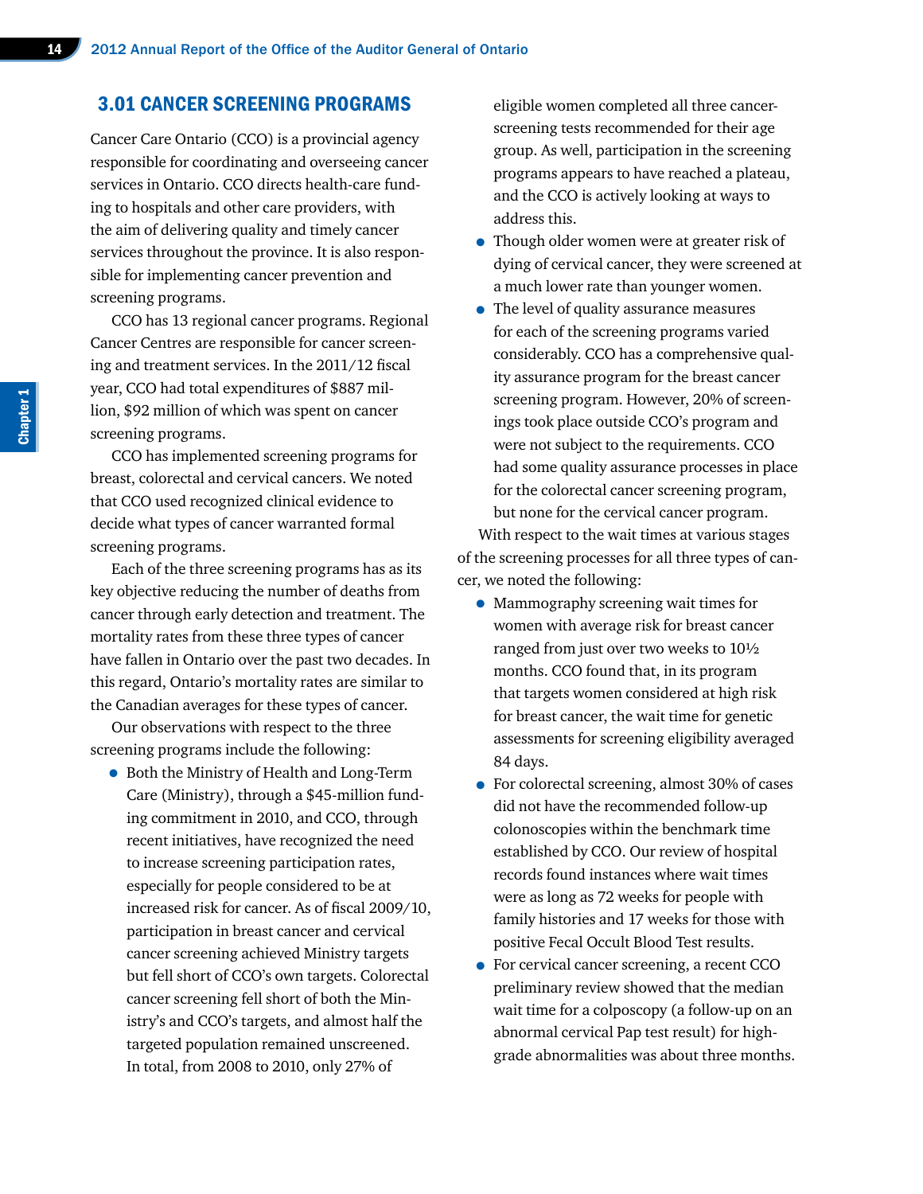## 3.01 CANCER SCREENING PROGRAMS

Cancer Care Ontario (CCO) is a provincial agency responsible for coordinating and overseeing cancer services in Ontario. CCO directs health-care funding to hospitals and other care providers, with the aim of delivering quality and timely cancer services throughout the province. It is also responsible for implementing cancer prevention and screening programs.

CCO has 13 regional cancer programs. Regional Cancer Centres are responsible for cancer screening and treatment services. In the 2011/12 fiscal year, CCO had total expenditures of $887 million, $92 million of which was spent on cancer screening programs.

CCO has implemented screening programs for breast, colorectal and cervical cancers. We noted that CCO used recognized clinical evidence to decide what types of cancer warranted formal screening programs.

Each of the three screening programs has as its key objective reducing the number of deaths from cancer through early detection and treatment. The mortality rates from these three types of cancer have fallen in Ontario over the past two decades. In this regard, Ontario's mortality rates are similar to the Canadian averages for these types of cancer.

Our observations with respect to the three screening programs include the following:

- Both the Ministry of Health and Long-Term Care (Ministry), through a $45-million funding commitment in 2010, and CCO, through recent initiatives, have recognized the need to increase screening participation rates, especially for people considered to be at increased risk for cancer. As of fiscal 2009/10, participation in breast cancer and cervical cancer screening achieved Ministry targets but fell short of CCO's own targets. Colorectal cancer screening fell short of both the Ministry's and CCO's targets, and almost half the targeted population remained unscreened. In total, from 2008 to 2010, only 27% of eligible women completed all three cancer-screening tests recommended for their age group. As well, participation in the screening programs appears to have reached a plateau, and the CCO is actively looking at ways to address this.
- Though older women were at greater risk of dying of cervical cancer, they were screened at a much lower rate than younger women.
- The level of quality assurance measures for each of the screening programs varied considerably. CCO has a comprehensive quality assurance program for the breast cancer screening program. However, 20% of screenings took place outside CCO's program and were not subject to the requirements. CCO had some quality assurance processes in place for the colorectal cancer screening program, but none for the cervical cancer program.

With respect to the wait times at various stages of the screening processes for all three types of cancer, we noted the following:

- Mammography screening wait times for women with average risk for breast cancer ranged from just over two weeks to 10½ months. CCO found that, in its program that targets women considered at high risk for breast cancer, the wait time for genetic assessments for screening eligibility averaged 84 days.
- For colorectal screening, almost 30% of cases did not have the recommended follow-up colonoscopies within the benchmark time established by CCO. Our review of hospital records found instances where wait times were as long as 72 weeks for people with family histories and 17 weeks for those with positive Fecal Occult Blood Test results.
- For cervical cancer screening, a recent CCO preliminary review showed that the median wait time for a colposcopy (a follow-up on an abnormal cervical Pap test result) for high-grade abnormalities was about three months.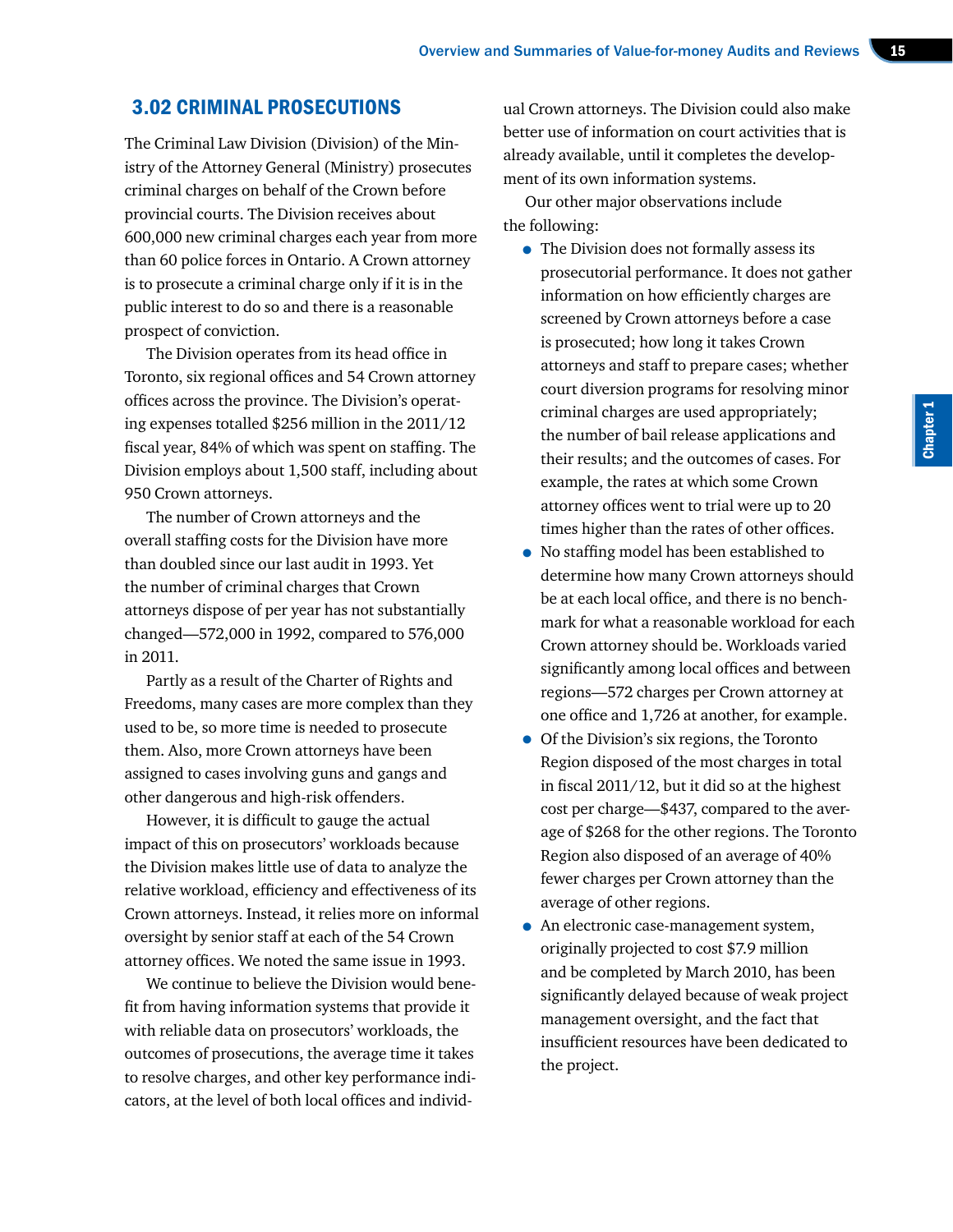## 3.02 CRIMINAL PROSECUTIONS

The Criminal Law Division (Division) of the Ministry of the Attorney General (Ministry) prosecutes criminal charges on behalf of the Crown before provincial courts. The Division receives about 600,000 new criminal charges each year from more than 60 police forces in Ontario. A Crown attorney is to prosecute a criminal charge only if it is in the public interest to do so and there is a reasonable prospect of conviction.

The Division operates from its head office in Toronto, six regional offices and 54 Crown attorney offices across the province. The Division's operating expenses totalled $256 million in the 2011/12 fiscal year, 84% of which was spent on staffing. The Division employs about 1,500 staff, including about 950 Crown attorneys.

The number of Crown attorneys and the overall staffing costs for the Division have more than doubled since our last audit in 1993. Yet the number of criminal charges that Crown attorneys dispose of per year has not substantially changed—572,000 in 1992, compared to 576,000 in 2011.

Partly as a result of the Charter of Rights and Freedoms, many cases are more complex than they used to be, so more time is needed to prosecute them. Also, more Crown attorneys have been assigned to cases involving guns and gangs and other dangerous and high-risk offenders.

However, it is difficult to gauge the actual impact of this on prosecutors' workloads because the Division makes little use of data to analyze the relative workload, efficiency and effectiveness of its Crown attorneys. Instead, it relies more on informal oversight by senior staff at each of the 54 Crown attorney offices. We noted the same issue in 1993.

We continue to believe the Division would benefit from having information systems that provide it with reliable data on prosecutors' workloads, the outcomes of prosecutions, the average time it takes to resolve charges, and other key performance indicators, at the level of both local offices and individual Crown attorneys. The Division could also make better use of information on court activities that is already available, until it completes the development of its own information systems.

Our other major observations include the following:

- The Division does not formally assess its prosecutorial performance. It does not gather information on how efficiently charges are screened by Crown attorneys before a case is prosecuted; how long it takes Crown attorneys and staff to prepare cases; whether court diversion programs for resolving minor criminal charges are used appropriately; the number of bail release applications and their results; and the outcomes of cases. For example, the rates at which some Crown attorney offices went to trial were up to 20 times higher than the rates of other offices.
- No staffing model has been established to determine how many Crown attorneys should be at each local office, and there is no benchmark for what a reasonable workload for each Crown attorney should be. Workloads varied significantly among local offices and between regions—572 charges per Crown attorney at one office and 1,726 at another, for example.
- Of the Division's six regions, the Toronto Region disposed of the most charges in total in fiscal 2011/12, but it did so at the highest cost per charge—$437, compared to the average of $268 for the other regions. The Toronto Region also disposed of an average of 40% fewer charges per Crown attorney than the average of other regions.
- An electronic case-management system, originally projected to cost $7.9 million and be completed by March 2010, has been significantly delayed because of weak project management oversight, and the fact that insufficient resources have been dedicated to the project.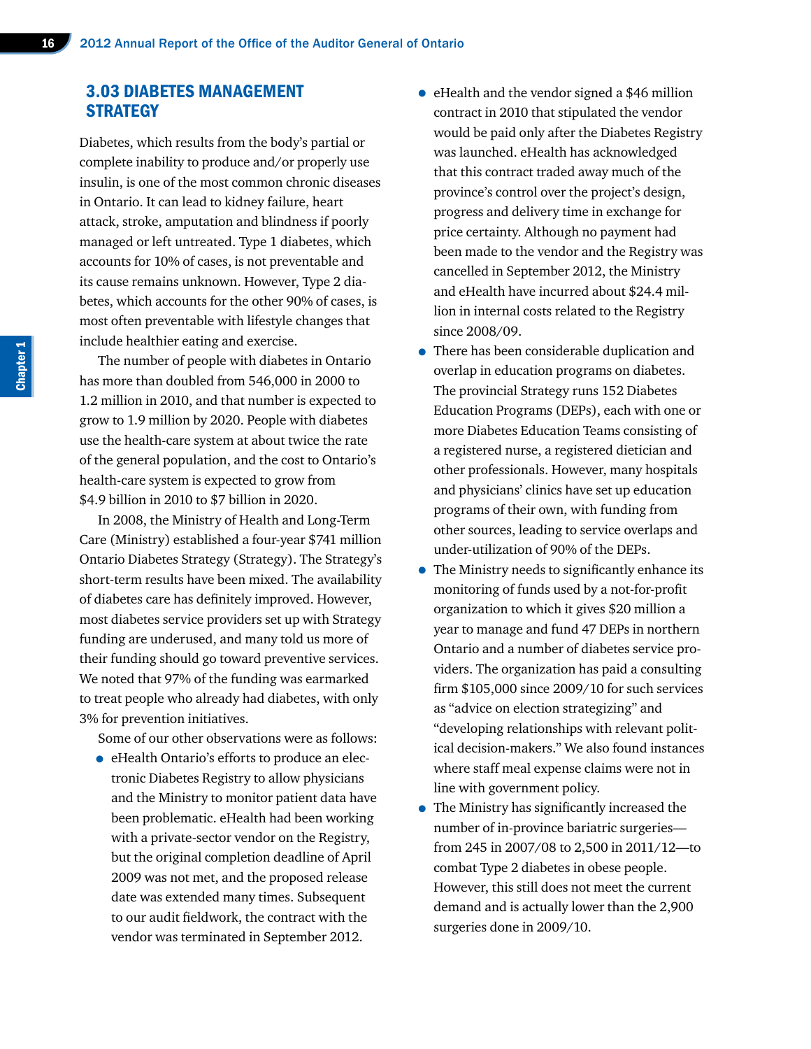## 3.03 DIABETES MANAGEMENT STRATEGY

Diabetes, which results from the body's partial or complete inability to produce and/or properly use insulin, is one of the most common chronic diseases in Ontario. It can lead to kidney failure, heart attack, stroke, amputation and blindness if poorly managed or left untreated. Type 1 diabetes, which accounts for 10% of cases, is not preventable and its cause remains unknown. However, Type 2 diabetes, which accounts for the other 90% of cases, is most often preventable with lifestyle changes that include healthier eating and exercise.

The number of people with diabetes in Ontario has more than doubled from 546,000 in 2000 to 1.2 million in 2010, and that number is expected to grow to 1.9 million by 2020. People with diabetes use the health-care system at about twice the rate of the general population, and the cost to Ontario's health-care system is expected to grow from $4.9 billion in 2010 to $7 billion in 2020.

In 2008, the Ministry of Health and Long-Term Care (Ministry) established a four-year $741 million Ontario Diabetes Strategy (Strategy). The Strategy's short-term results have been mixed. The availability of diabetes care has definitely improved. However, most diabetes service providers set up with Strategy funding are underused, and many told us more of their funding should go toward preventive services. We noted that 97% of the funding was earmarked to treat people who already had diabetes, with only 3% for prevention initiatives.

Some of our other observations were as follows:

- eHealth Ontario's efforts to produce an electronic Diabetes Registry to allow physicians and the Ministry to monitor patient data have been problematic. eHealth had been working with a private-sector vendor on the Registry, but the original completion deadline of April 2009 was not met, and the proposed release date was extended many times. Subsequent to our audit fieldwork, the contract with the vendor was terminated in September 2012.
- eHealth and the vendor signed a $46 million contract in 2010 that stipulated the vendor would be paid only after the Diabetes Registry was launched. eHealth has acknowledged that this contract traded away much of the province's control over the project's design, progress and delivery time in exchange for price certainty. Although no payment had been made to the vendor and the Registry was cancelled in September 2012, the Ministry and eHealth have incurred about $24.4 million in internal costs related to the Registry since 2008/09.
- There has been considerable duplication and overlap in education programs on diabetes. The provincial Strategy runs 152 Diabetes Education Programs (DEPs), each with one or more Diabetes Education Teams consisting of a registered nurse, a registered dietician and other professionals. However, many hospitals and physicians' clinics have set up education programs of their own, with funding from other sources, leading to service overlaps and under-utilization of 90% of the DEPs.
- The Ministry needs to significantly enhance its monitoring of funds used by a not-for-profit organization to which it gives $20 million a year to manage and fund 47 DEPs in northern Ontario and a number of diabetes service providers. The organization has paid a consulting firm $105,000 since 2009/10 for such services as "advice on election strategizing" and "developing relationships with relevant political decision-makers." We also found instances where staff meal expense claims were not in line with government policy.
- The Ministry has significantly increased the number of in-province bariatric surgeries—from 245 in 2007/08 to 2,500 in 2011/12—to combat Type 2 diabetes in obese people. However, this still does not meet the current demand and is actually lower than the 2,900 surgeries done in 2009/10.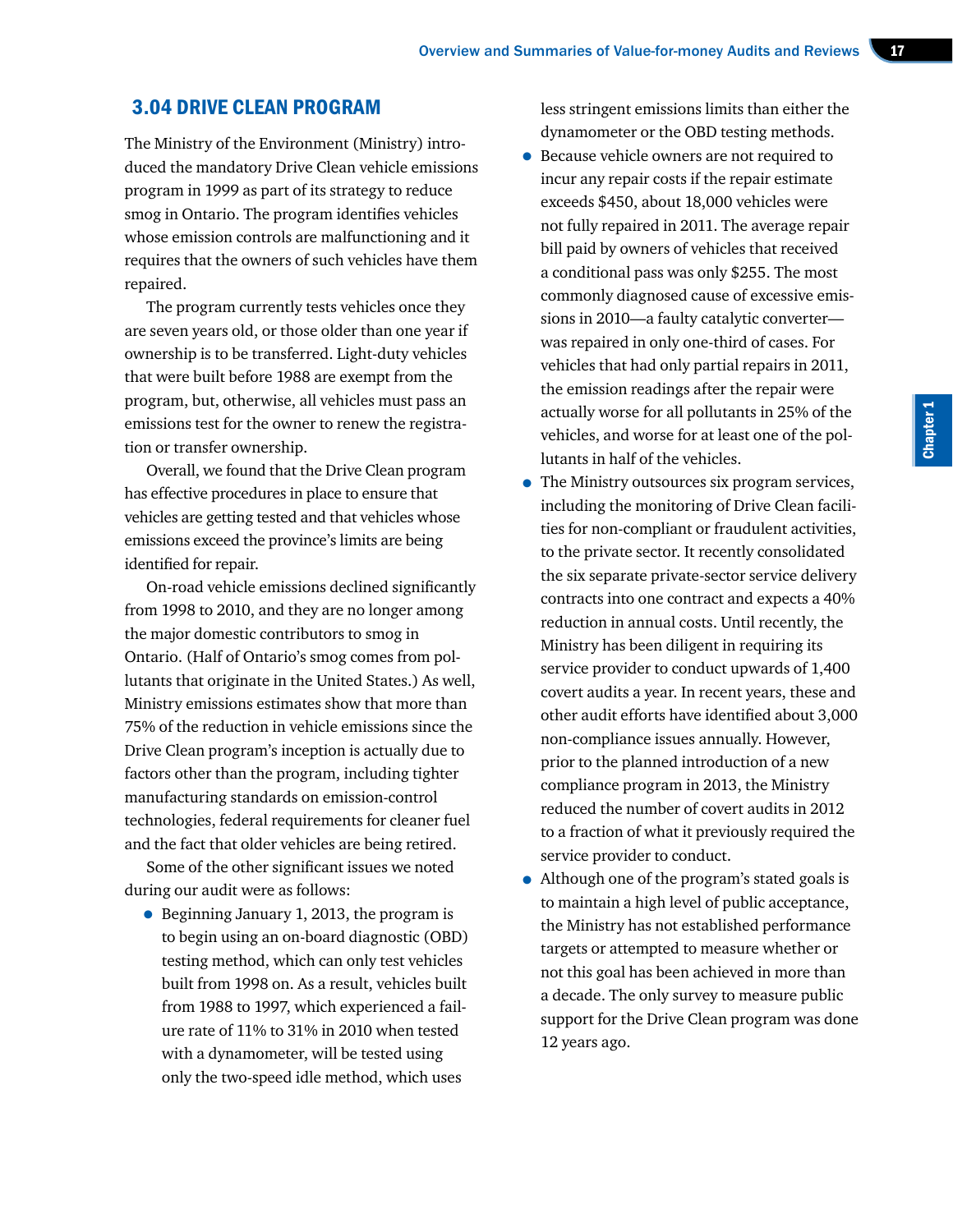## 3.04 DRIVE CLEAN PROGRAM

The Ministry of the Environment (Ministry) introduced the mandatory Drive Clean vehicle emissions program in 1999 as part of its strategy to reduce smog in Ontario. The program identifies vehicles whose emission controls are malfunctioning and it requires that the owners of such vehicles have them repaired.

The program currently tests vehicles once they are seven years old, or those older than one year if ownership is to be transferred. Light-duty vehicles that were built before 1988 are exempt from the program, but, otherwise, all vehicles must pass an emissions test for the owner to renew the registration or transfer ownership.

Overall, we found that the Drive Clean program has effective procedures in place to ensure that vehicles are getting tested and that vehicles whose emissions exceed the province's limits are being identified for repair.

On-road vehicle emissions declined significantly from 1998 to 2010, and they are no longer among the major domestic contributors to smog in Ontario. (Half of Ontario's smog comes from pollutants that originate in the United States.) As well, Ministry emissions estimates show that more than 75% of the reduction in vehicle emissions since the Drive Clean program's inception is actually due to factors other than the program, including tighter manufacturing standards on emission-control technologies, federal requirements for cleaner fuel and the fact that older vehicles are being retired.

Some of the other significant issues we noted during our audit were as follows:

- Beginning January 1, 2013, the program is to begin using an on-board diagnostic (OBD) testing method, which can only test vehicles built from 1998 on. As a result, vehicles built from 1988 to 1997, which experienced a failure rate of 11% to 31% in 2010 when tested with a dynamometer, will be tested using only the two-speed idle method, which uses less stringent emissions limits than either the dynamometer or the OBD testing methods.
- Because vehicle owners are not required to incur any repair costs if the repair estimate exceeds $450, about 18,000 vehicles were not fully repaired in 2011. The average repair bill paid by owners of vehicles that received a conditional pass was only $255. The most commonly diagnosed cause of excessive emissions in 2010—a faulty catalytic converter—was repaired in only one-third of cases. For vehicles that had only partial repairs in 2011, the emission readings after the repair were actually worse for all pollutants in 25% of the vehicles, and worse for at least one of the pollutants in half of the vehicles.
- The Ministry outsources six program services, including the monitoring of Drive Clean facilities for non-compliant or fraudulent activities, to the private sector. It recently consolidated the six separate private-sector service delivery contracts into one contract and expects a 40% reduction in annual costs. Until recently, the Ministry has been diligent in requiring its service provider to conduct upwards of 1,400 covert audits a year. In recent years, these and other audit efforts have identified about 3,000 non-compliance issues annually. However, prior to the planned introduction of a new compliance program in 2013, the Ministry reduced the number of covert audits in 2012 to a fraction of what it previously required the service provider to conduct.
- Although one of the program's stated goals is to maintain a high level of public acceptance, the Ministry has not established performance targets or attempted to measure whether or not this goal has been achieved in more than a decade. The only survey to measure public support for the Drive Clean program was done 12 years ago.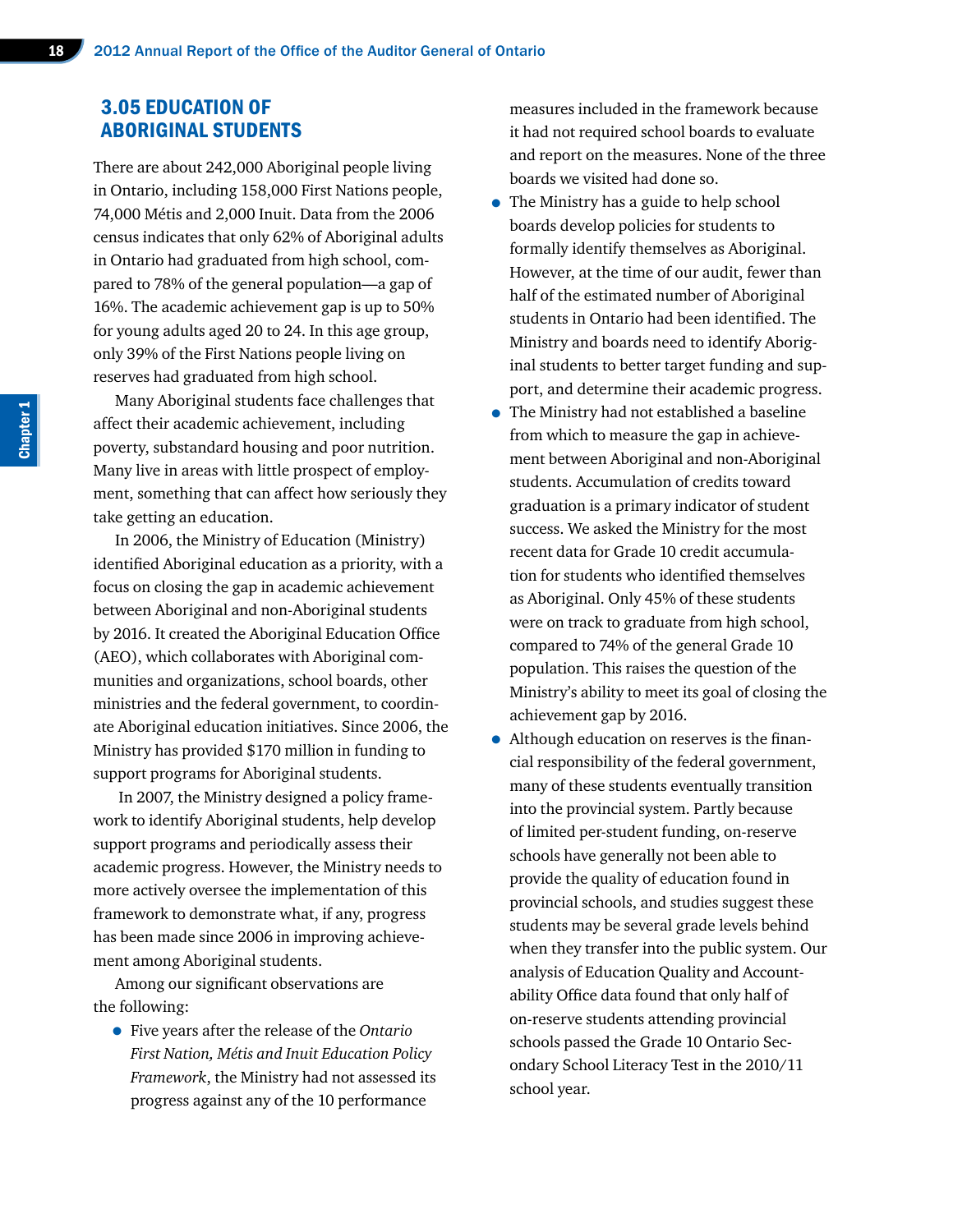## 3.05 EDUCATION OF ABORIGINAL STUDENTS

There are about 242,000 Aboriginal people living in Ontario, including 158,000 First Nations people, 74,000 Métis and 2,000 Inuit. Data from the 2006 census indicates that only 62% of Aboriginal adults in Ontario had graduated from high school, compared to 78% of the general population—a gap of 16%. The academic achievement gap is up to 50% for young adults aged 20 to 24. In this age group, only 39% of the First Nations people living on reserves had graduated from high school.

Many Aboriginal students face challenges that affect their academic achievement, including poverty, substandard housing and poor nutrition. Many live in areas with little prospect of employment, something that can affect how seriously they take getting an education.

In 2006, the Ministry of Education (Ministry) identified Aboriginal education as a priority, with a focus on closing the gap in academic achievement between Aboriginal and non-Aboriginal students by 2016. It created the Aboriginal Education Office (AEO), which collaborates with Aboriginal communities and organizations, school boards, other ministries and the federal government, to coordinate Aboriginal education initiatives. Since 2006, the Ministry has provided $170 million in funding to support programs for Aboriginal students.

In 2007, the Ministry designed a policy framework to identify Aboriginal students, help develop support programs and periodically assess their academic progress. However, the Ministry needs to more actively oversee the implementation of this framework to demonstrate what, if any, progress has been made since 2006 in improving achievement among Aboriginal students.

Among our significant observations are the following:

- Five years after the release of the *Ontario First Nation, Métis and Inuit Education Policy Framework*, the Ministry had not assessed its progress against any of the 10 performance measures included in the framework because it had not required school boards to evaluate and report on the measures. None of the three boards we visited had done so.
- The Ministry has a guide to help school boards develop policies for students to formally identify themselves as Aboriginal. However, at the time of our audit, fewer than half of the estimated number of Aboriginal students in Ontario had been identified. The Ministry and boards need to identify Aboriginal students to better target funding and support, and determine their academic progress.
- The Ministry had not established a baseline from which to measure the gap in achievement between Aboriginal and non-Aboriginal students. Accumulation of credits toward graduation is a primary indicator of student success. We asked the Ministry for the most recent data for Grade 10 credit accumulation for students who identified themselves as Aboriginal. Only 45% of these students were on track to graduate from high school, compared to 74% of the general Grade 10 population. This raises the question of the Ministry's ability to meet its goal of closing the achievement gap by 2016.
- Although education on reserves is the financial responsibility of the federal government, many of these students eventually transition into the provincial system. Partly because of limited per-student funding, on-reserve schools have generally not been able to provide the quality of education found in provincial schools, and studies suggest these students may be several grade levels behind when they transfer into the public system. Our analysis of Education Quality and Accountability Office data found that only half of on-reserve students attending provincial schools passed the Grade 10 Ontario Secondary School Literacy Test in the 2010/11 school year.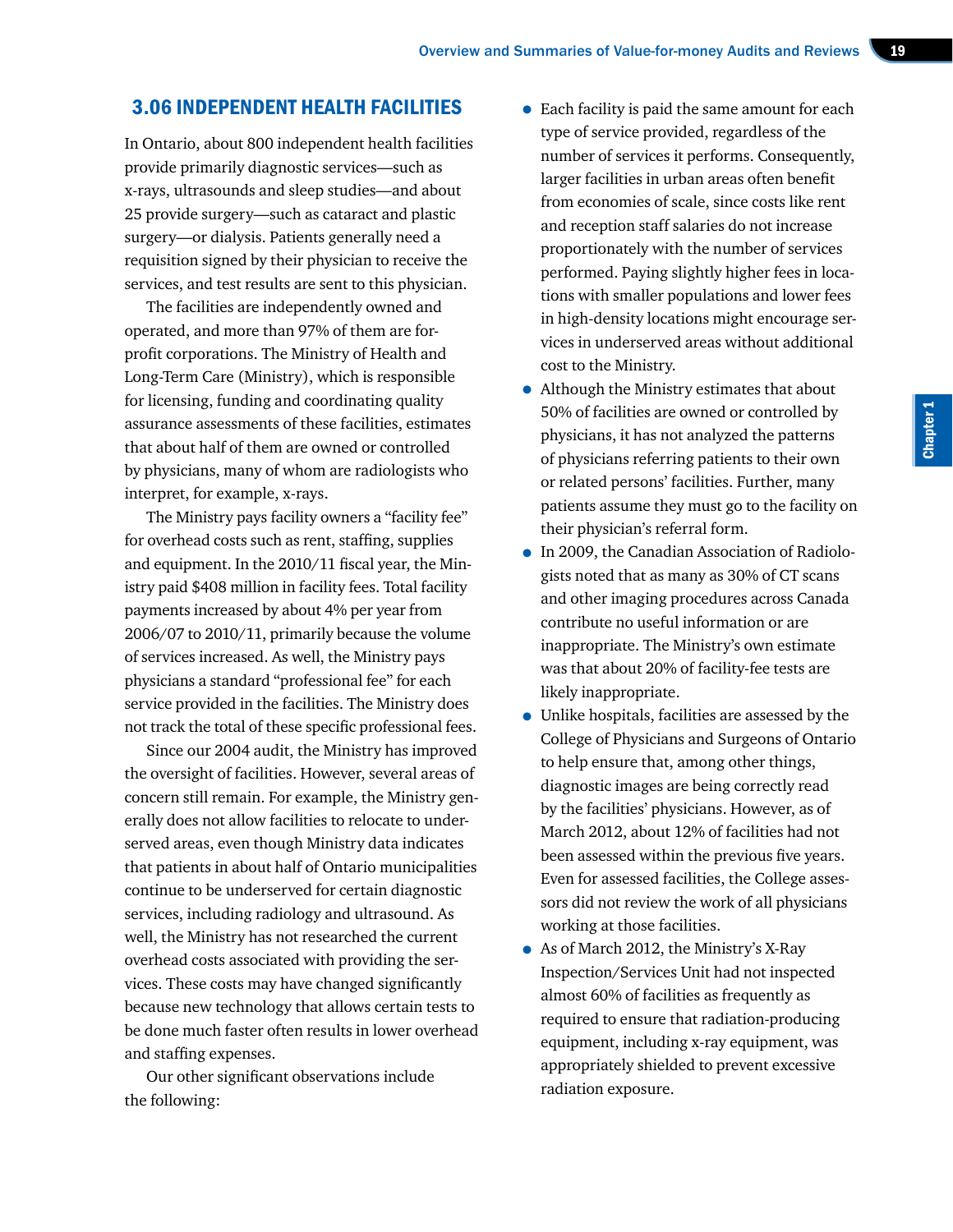## 3.06 INDEPENDENT HEALTH FACILITIES

In Ontario, about 800 independent health facilities provide primarily diagnostic services—such as x-rays, ultrasounds and sleep studies—and about 25 provide surgery—such as cataract and plastic surgery—or dialysis. Patients generally need a requisition signed by their physician to receive the services, and test results are sent to this physician.

The facilities are independently owned and operated, and more than 97% of them are for-profit corporations. The Ministry of Health and Long-Term Care (Ministry), which is responsible for licensing, funding and coordinating quality assurance assessments of these facilities, estimates that about half of them are owned or controlled by physicians, many of whom are radiologists who interpret, for example, x-rays.

The Ministry pays facility owners a "facility fee" for overhead costs such as rent, staffing, supplies and equipment. In the 2010/11 fiscal year, the Ministry paid $408 million in facility fees. Total facility payments increased by about 4% per year from 2006/07 to 2010/11, primarily because the volume of services increased. As well, the Ministry pays physicians a standard "professional fee" for each service provided in the facilities. The Ministry does not track the total of these specific professional fees.

Since our 2004 audit, the Ministry has improved the oversight of facilities. However, several areas of concern still remain. For example, the Ministry generally does not allow facilities to relocate to underserved areas, even though Ministry data indicates that patients in about half of Ontario municipalities continue to be underserved for certain diagnostic services, including radiology and ultrasound. As well, the Ministry has not researched the current overhead costs associated with providing the services. These costs may have changed significantly because new technology that allows certain tests to be done much faster often results in lower overhead and staffing expenses.

Our other significant observations include the following:

- Each facility is paid the same amount for each type of service provided, regardless of the number of services it performs. Consequently, larger facilities in urban areas often benefit from economies of scale, since costs like rent and reception staff salaries do not increase proportionately with the number of services performed. Paying slightly higher fees in locations with smaller populations and lower fees in high-density locations might encourage services in underserved areas without additional cost to the Ministry.
- Although the Ministry estimates that about 50% of facilities are owned or controlled by physicians, it has not analyzed the patterns of physicians referring patients to their own or related persons' facilities. Further, many patients assume they must go to the facility on their physician's referral form.
- In 2009, the Canadian Association of Radiologists noted that as many as 30% of CT scans and other imaging procedures across Canada contribute no useful information or are inappropriate. The Ministry's own estimate was that about 20% of facility-fee tests are likely inappropriate.
- Unlike hospitals, facilities are assessed by the College of Physicians and Surgeons of Ontario to help ensure that, among other things, diagnostic images are being correctly read by the facilities' physicians. However, as of March 2012, about 12% of facilities had not been assessed within the previous five years. Even for assessed facilities, the College assessors did not review the work of all physicians working at those facilities.
- As of March 2012, the Ministry's X-Ray Inspection/Services Unit had not inspected almost 60% of facilities as frequently as required to ensure that radiation-producing equipment, including x-ray equipment, was appropriately shielded to prevent excessive radiation exposure.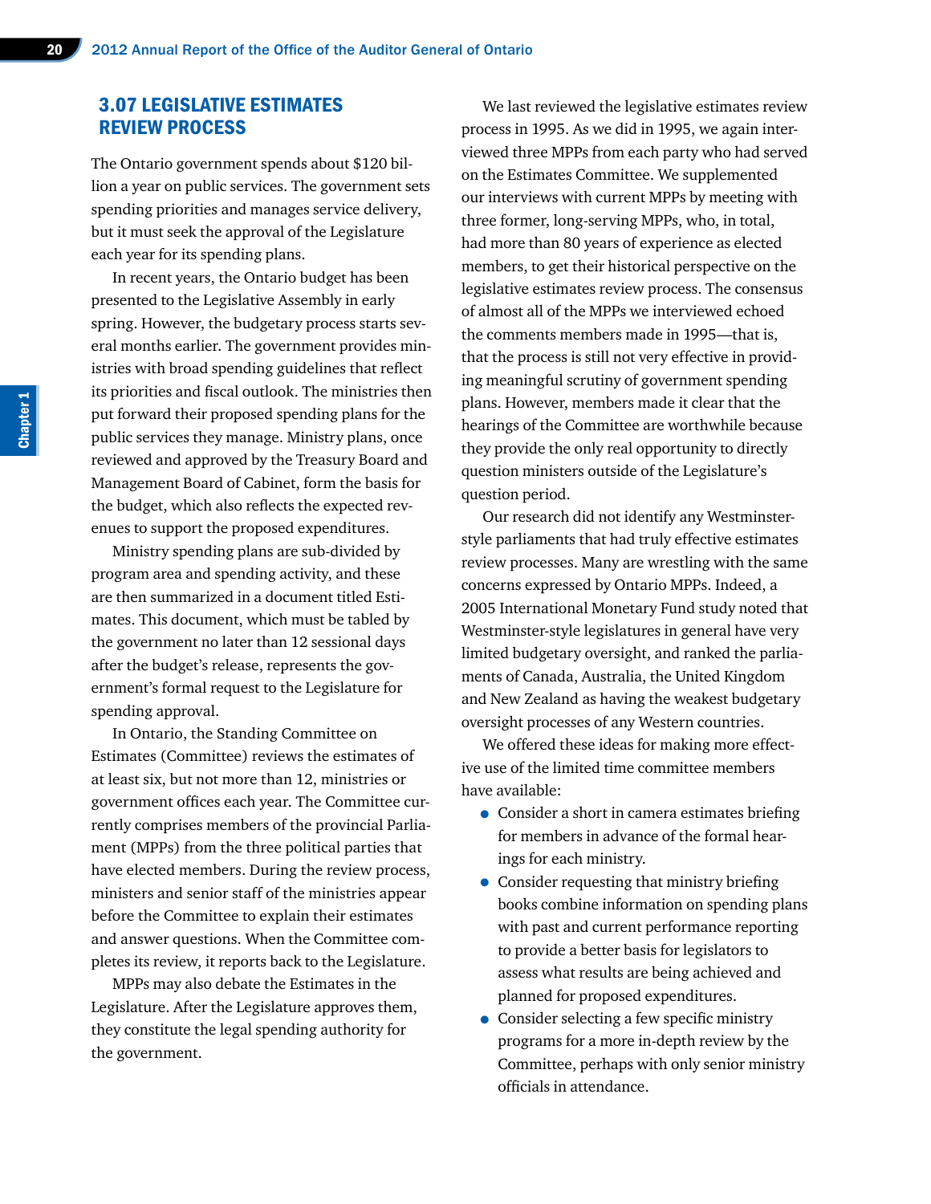## 3.07 LEGISLATIVE ESTIMATES REVIEW PROCESS

The Ontario government spends about $120 billion a year on public services. The government sets spending priorities and manages service delivery, but it must seek the approval of the Legislature each year for its spending plans.

In recent years, the Ontario budget has been presented to the Legislative Assembly in early spring. However, the budgetary process starts several months earlier. The government provides ministries with broad spending guidelines that reflect its priorities and fiscal outlook. The ministries then put forward their proposed spending plans for the public services they manage. Ministry plans, once reviewed and approved by the Treasury Board and Management Board of Cabinet, form the basis for the budget, which also reflects the expected revenues to support the proposed expenditures.

Ministry spending plans are sub-divided by program area and spending activity, and these are then summarized in a document titled Estimates. This document, which must be tabled by the government no later than 12 sessional days after the budget's release, represents the government's formal request to the Legislature for spending approval.

In Ontario, the Standing Committee on Estimates (Committee) reviews the estimates of at least six, but not more than 12, ministries or government offices each year. The Committee currently comprises members of the provincial Parliament (MPPs) from the three political parties that have elected members. During the review process, ministers and senior staff of the ministries appear before the Committee to explain their estimates and answer questions. When the Committee completes its review, it reports back to the Legislature.

MPPs may also debate the Estimates in the Legislature. After the Legislature approves them, they constitute the legal spending authority for the government.

We last reviewed the legislative estimates review process in 1995. As we did in 1995, we again interviewed three MPPs from each party who had served on the Estimates Committee. We supplemented our interviews with current MPPs by meeting with three former, long-serving MPPs, who, in total, had more than 80 years of experience as elected members, to get their historical perspective on the legislative estimates review process. The consensus of almost all of the MPPs we interviewed echoed the comments members made in 1995—that is, that the process is still not very effective in providing meaningful scrutiny of government spending plans. However, members made it clear that the hearings of the Committee are worthwhile because they provide the only real opportunity to directly question ministers outside of the Legislature's question period.

Our research did not identify any Westminster-style parliaments that had truly effective estimates review processes. Many are wrestling with the same concerns expressed by Ontario MPPs. Indeed, a 2005 International Monetary Fund study noted that Westminster-style legislatures in general have very limited budgetary oversight, and ranked the parliaments of Canada, Australia, the United Kingdom and New Zealand as having the weakest budgetary oversight processes of any Western countries.

We offered these ideas for making more effective use of the limited time committee members have available:

- Consider a short in camera estimates briefing for members in advance of the formal hearings for each ministry.
- Consider requesting that ministry briefing books combine information on spending plans with past and current performance reporting to provide a better basis for legislators to assess what results are being achieved and planned for proposed expenditures.
- Consider selecting a few specific ministry programs for a more in-depth review by the Committee, perhaps with only senior ministry officials in attendance.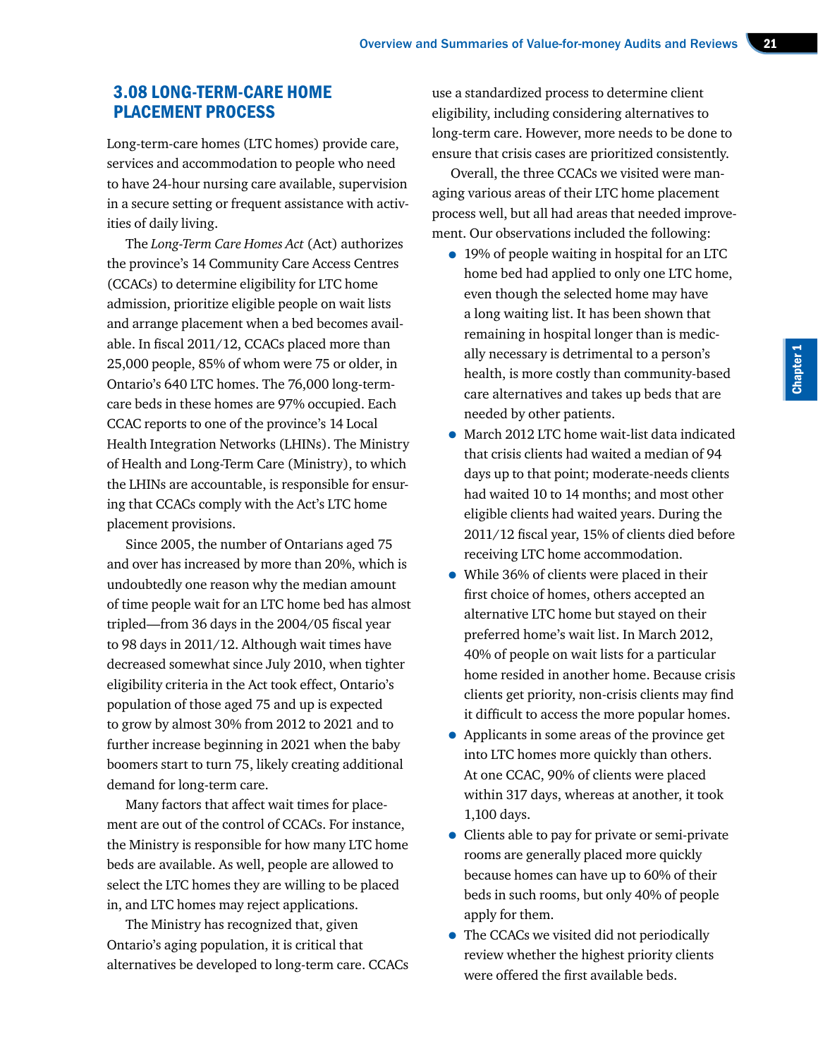## 3.08 LONG-TERM-CARE HOME PLACEMENT PROCESS

Long-term-care homes (LTC homes) provide care, services and accommodation to people who need to have 24-hour nursing care available, supervision in a secure setting or frequent assistance with activities of daily living.

The *Long-Term Care Homes Act* (Act) authorizes the province's 14 Community Care Access Centres (CCACs) to determine eligibility for LTC home admission, prioritize eligible people on wait lists and arrange placement when a bed becomes available. In fiscal 2011/12, CCACs placed more than 25,000 people, 85% of whom were 75 or older, in Ontario's 640 LTC homes. The 76,000 long-term-care beds in these homes are 97% occupied. Each CCAC reports to one of the province's 14 Local Health Integration Networks (LHINs). The Ministry of Health and Long-Term Care (Ministry), to which the LHINs are accountable, is responsible for ensuring that CCACs comply with the Act's LTC home placement provisions.

Since 2005, the number of Ontarians aged 75 and over has increased by more than 20%, which is undoubtedly one reason why the median amount of time people wait for an LTC home bed has almost tripled—from 36 days in the 2004/05 fiscal year to 98 days in 2011/12. Although wait times have decreased somewhat since July 2010, when tighter eligibility criteria in the Act took effect, Ontario's population of those aged 75 and up is expected to grow by almost 30% from 2012 to 2021 and to further increase beginning in 2021 when the baby boomers start to turn 75, likely creating additional demand for long-term care.

Many factors that affect wait times for placement are out of the control of CCACs. For instance, the Ministry is responsible for how many LTC home beds are available. As well, people are allowed to select the LTC homes they are willing to be placed in, and LTC homes may reject applications.

The Ministry has recognized that, given Ontario's aging population, it is critical that alternatives be developed to long-term care. CCACs use a standardized process to determine client eligibility, including considering alternatives to long-term care. However, more needs to be done to ensure that crisis cases are prioritized consistently.

Overall, the three CCACs we visited were managing various areas of their LTC home placement process well, but all had areas that needed improvement. Our observations included the following:

- 19% of people waiting in hospital for an LTC home bed had applied to only one LTC home, even though the selected home may have a long waiting list. It has been shown that remaining in hospital longer than is medically necessary is detrimental to a person's health, is more costly than community-based care alternatives and takes up beds that are needed by other patients.
- March 2012 LTC home wait-list data indicated that crisis clients had waited a median of 94 days up to that point; moderate-needs clients had waited 10 to 14 months; and most other eligible clients had waited years. During the 2011/12 fiscal year, 15% of clients died before receiving LTC home accommodation.
- While 36% of clients were placed in their first choice of homes, others accepted an alternative LTC home but stayed on their preferred home's wait list. In March 2012, 40% of people on wait lists for a particular home resided in another home. Because crisis clients get priority, non-crisis clients may find it difficult to access the more popular homes.
- Applicants in some areas of the province get into LTC homes more quickly than others. At one CCAC, 90% of clients were placed within 317 days, whereas at another, it took 1,100 days.
- Clients able to pay for private or semi-private rooms are generally placed more quickly because homes can have up to 60% of their beds in such rooms, but only 40% of people apply for them.
- The CCACs we visited did not periodically review whether the highest priority clients were offered the first available beds.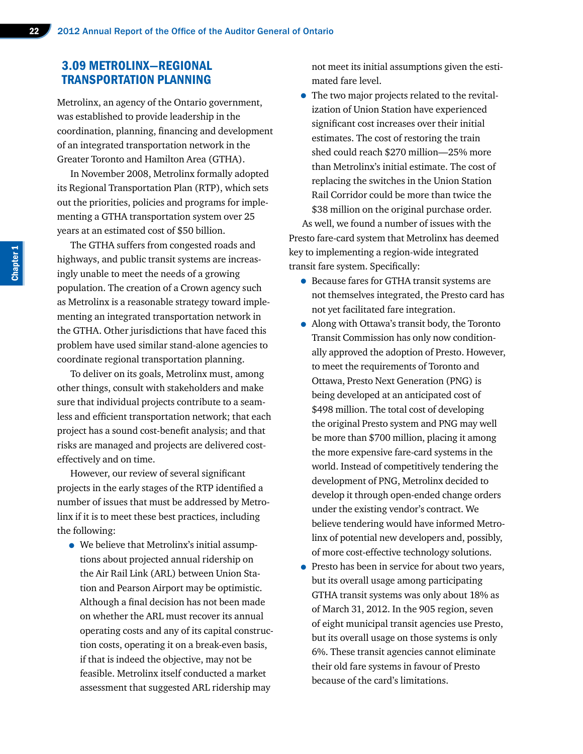## 3.09 METROLINX—REGIONAL TRANSPORTATION PLANNING

Metrolinx, an agency of the Ontario government, was established to provide leadership in the coordination, planning, financing and development of an integrated transportation network in the Greater Toronto and Hamilton Area (GTHA).

In November 2008, Metrolinx formally adopted its Regional Transportation Plan (RTP), which sets out the priorities, policies and programs for implementing a GTHA transportation system over 25 years at an estimated cost of $50 billion.

The GTHA suffers from congested roads and highways, and public transit systems are increasingly unable to meet the needs of a growing population. The creation of a Crown agency such as Metrolinx is a reasonable strategy toward implementing an integrated transportation network in the GTHA. Other jurisdictions that have faced this problem have used similar stand-alone agencies to coordinate regional transportation planning.

To deliver on its goals, Metrolinx must, among other things, consult with stakeholders and make sure that individual projects contribute to a seamless and efficient transportation network; that each project has a sound cost-benefit analysis; and that risks are managed and projects are delivered cost-effectively and on time.

However, our review of several significant projects in the early stages of the RTP identified a number of issues that must be addressed by Metrolinx if it is to meet these best practices, including the following:

- We believe that Metrolinx's initial assumptions about projected annual ridership on the Air Rail Link (ARL) between Union Station and Pearson Airport may be optimistic. Although a final decision has not been made on whether the ARL must recover its annual operating costs and any of its capital construction costs, operating it on a break-even basis, if that is indeed the objective, may not be feasible. Metrolinx itself conducted a market assessment that suggested ARL ridership may not meet its initial assumptions given the estimated fare level.
- The two major projects related to the revitalization of Union Station have experienced significant cost increases over their initial estimates. The cost of restoring the train shed could reach $270 million—25% more than Metrolinx's initial estimate. The cost of replacing the switches in the Union Station Rail Corridor could be more than twice the $38 million on the original purchase order.

As well, we found a number of issues with the Presto fare-card system that Metrolinx has deemed key to implementing a region-wide integrated transit fare system. Specifically:

- Because fares for GTHA transit systems are not themselves integrated, the Presto card has not yet facilitated fare integration.
- Along with Ottawa's transit body, the Toronto Transit Commission has only now conditionally approved the adoption of Presto. However, to meet the requirements of Toronto and Ottawa, Presto Next Generation (PNG) is being developed at an anticipated cost of $498 million. The total cost of developing the original Presto system and PNG may well be more than $700 million, placing it among the more expensive fare-card systems in the world. Instead of competitively tendering the development of PNG, Metrolinx decided to develop it through open-ended change orders under the existing vendor's contract. We believe tendering would have informed Metrolinx of potential new developers and, possibly, of more cost-effective technology solutions.
- Presto has been in service for about two years, but its overall usage among participating GTHA transit systems was only about 18% as of March 31, 2012. In the 905 region, seven of eight municipal transit agencies use Presto, but its overall usage on those systems is only 6%. These transit agencies cannot eliminate their old fare systems in favour of Presto because of the card's limitations.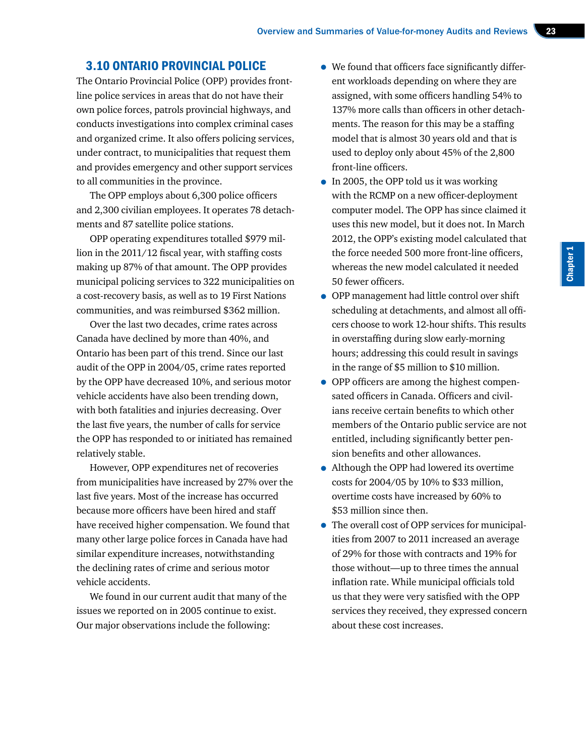## 3.10 ONTARIO PROVINCIAL POLICE

The Ontario Provincial Police (OPP) provides front-line police services in areas that do not have their own police forces, patrols provincial highways, and conducts investigations into complex criminal cases and organized crime. It also offers policing services, under contract, to municipalities that request them and provides emergency and other support services to all communities in the province.

The OPP employs about 6,300 police officers and 2,300 civilian employees. It operates 78 detachments and 87 satellite police stations.

OPP operating expenditures totalled $979 million in the 2011/12 fiscal year, with staffing costs making up 87% of that amount. The OPP provides municipal policing services to 322 municipalities on a cost-recovery basis, as well as to 19 First Nations communities, and was reimbursed $362 million.

Over the last two decades, crime rates across Canada have declined by more than 40%, and Ontario has been part of this trend. Since our last audit of the OPP in 2004/05, crime rates reported by the OPP have decreased 10%, and serious motor vehicle accidents have also been trending down, with both fatalities and injuries decreasing. Over the last five years, the number of calls for service the OPP has responded to or initiated has remained relatively stable.

However, OPP expenditures net of recoveries from municipalities have increased by 27% over the last five years. Most of the increase has occurred because more officers have been hired and staff have received higher compensation. We found that many other large police forces in Canada have had similar expenditure increases, notwithstanding the declining rates of crime and serious motor vehicle accidents.

We found in our current audit that many of the issues we reported on in 2005 continue to exist. Our major observations include the following:

- We found that officers face significantly different workloads depending on where they are assigned, with some officers handling 54% to 137% more calls than officers in other detachments. The reason for this may be a staffing model that is almost 30 years old and that is used to deploy only about 45% of the 2,800 front-line officers.
- In 2005, the OPP told us it was working with the RCMP on a new officer-deployment computer model. The OPP has since claimed it uses this new model, but it does not. In March 2012, the OPP's existing model calculated that the force needed 500 more front-line officers, whereas the new model calculated it needed 50 fewer officers.
- OPP management had little control over shift scheduling at detachments, and almost all officers choose to work 12-hour shifts. This results in overstaffing during slow early-morning hours; addressing this could result in savings in the range of $5 million to $10 million.
- OPP officers are among the highest compensated officers in Canada. Officers and civilians receive certain benefits to which other members of the Ontario public service are not entitled, including significantly better pension benefits and other allowances.
- Although the OPP had lowered its overtime costs for 2004/05 by 10% to $33 million, overtime costs have increased by 60% to $53 million since then.
- The overall cost of OPP services for municipalities from 2007 to 2011 increased an average of 29% for those with contracts and 19% for those without—up to three times the annual inflation rate. While municipal officials told us that they were very satisfied with the OPP services they received, they expressed concern about these cost increases.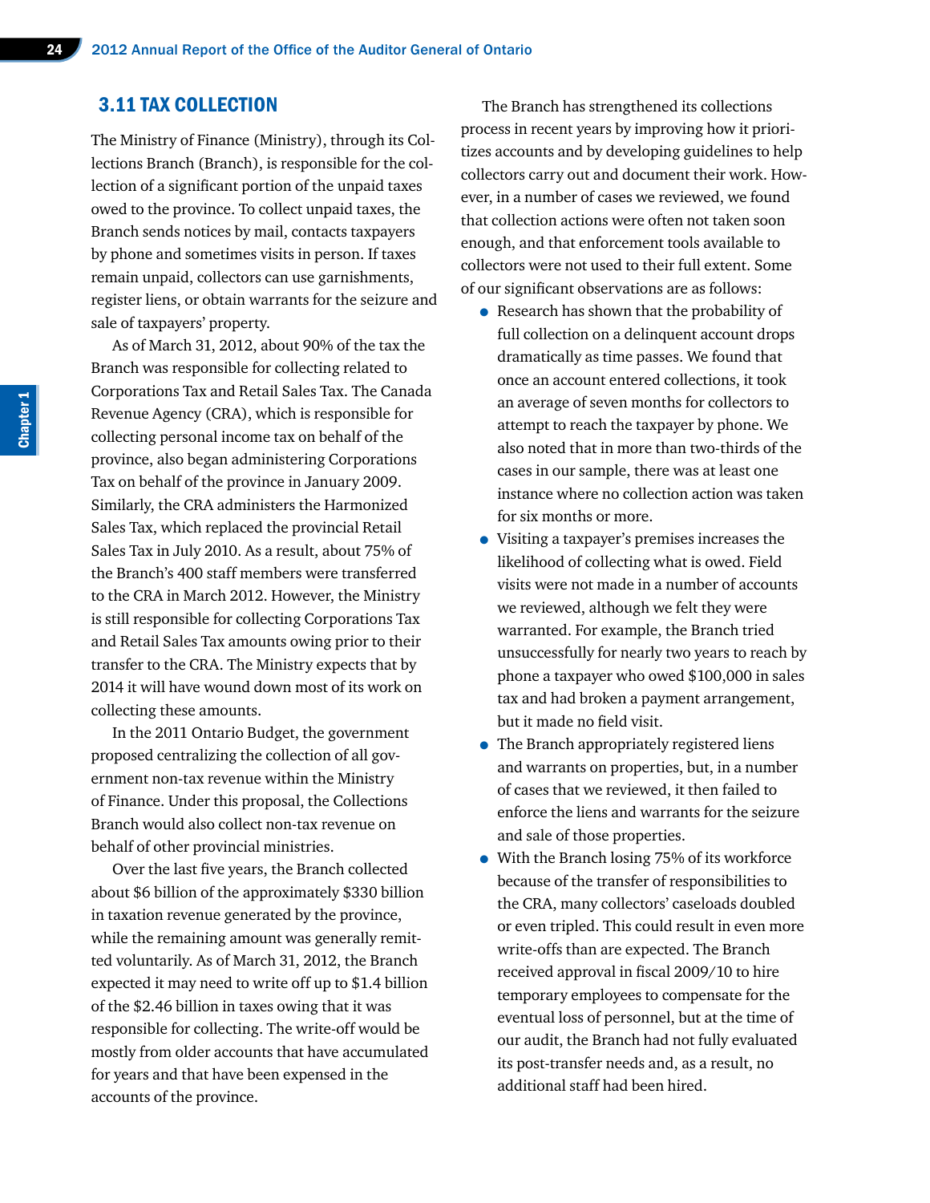## 3.11 TAX COLLECTION

The Ministry of Finance (Ministry), through its Collections Branch (Branch), is responsible for the collection of a significant portion of the unpaid taxes owed to the province. To collect unpaid taxes, the Branch sends notices by mail, contacts taxpayers by phone and sometimes visits in person. If taxes remain unpaid, collectors can use garnishments, register liens, or obtain warrants for the seizure and sale of taxpayers' property.

As of March 31, 2012, about 90% of the tax the Branch was responsible for collecting related to Corporations Tax and Retail Sales Tax. The Canada Revenue Agency (CRA), which is responsible for collecting personal income tax on behalf of the province, also began administering Corporations Tax on behalf of the province in January 2009. Similarly, the CRA administers the Harmonized Sales Tax, which replaced the provincial Retail Sales Tax in July 2010. As a result, about 75% of the Branch's 400 staff members were transferred to the CRA in March 2012. However, the Ministry is still responsible for collecting Corporations Tax and Retail Sales Tax amounts owing prior to their transfer to the CRA. The Ministry expects that by 2014 it will have wound down most of its work on collecting these amounts.

In the 2011 Ontario Budget, the government proposed centralizing the collection of all government non-tax revenue within the Ministry of Finance. Under this proposal, the Collections Branch would also collect non-tax revenue on behalf of other provincial ministries.

Over the last five years, the Branch collected about $6 billion of the approximately $330 billion in taxation revenue generated by the province, while the remaining amount was generally remitted voluntarily. As of March 31, 2012, the Branch expected it may need to write off up to $1.4 billion of the $2.46 billion in taxes owing that it was responsible for collecting. The write-off would be mostly from older accounts that have accumulated for years and that have been expensed in the accounts of the province.

The Branch has strengthened its collections process in recent years by improving how it prioritizes accounts and by developing guidelines to help collectors carry out and document their work. However, in a number of cases we reviewed, we found that collection actions were often not taken soon enough, and that enforcement tools available to collectors were not used to their full extent. Some of our significant observations are as follows:

- Research has shown that the probability of full collection on a delinquent account drops dramatically as time passes. We found that once an account entered collections, it took an average of seven months for collectors to attempt to reach the taxpayer by phone. We also noted that in more than two-thirds of the cases in our sample, there was at least one instance where no collection action was taken for six months or more.
- Visiting a taxpayer's premises increases the likelihood of collecting what is owed. Field visits were not made in a number of accounts we reviewed, although we felt they were warranted. For example, the Branch tried unsuccessfully for nearly two years to reach by phone a taxpayer who owed $100,000 in sales tax and had broken a payment arrangement, but it made no field visit.
- The Branch appropriately registered liens and warrants on properties, but, in a number of cases that we reviewed, it then failed to enforce the liens and warrants for the seizure and sale of those properties.
- With the Branch losing 75% of its workforce because of the transfer of responsibilities to the CRA, many collectors' caseloads doubled or even tripled. This could result in even more write-offs than are expected. The Branch received approval in fiscal 2009/10 to hire temporary employees to compensate for the eventual loss of personnel, but at the time of our audit, the Branch had not fully evaluated its post-transfer needs and, as a result, no additional staff had been hired.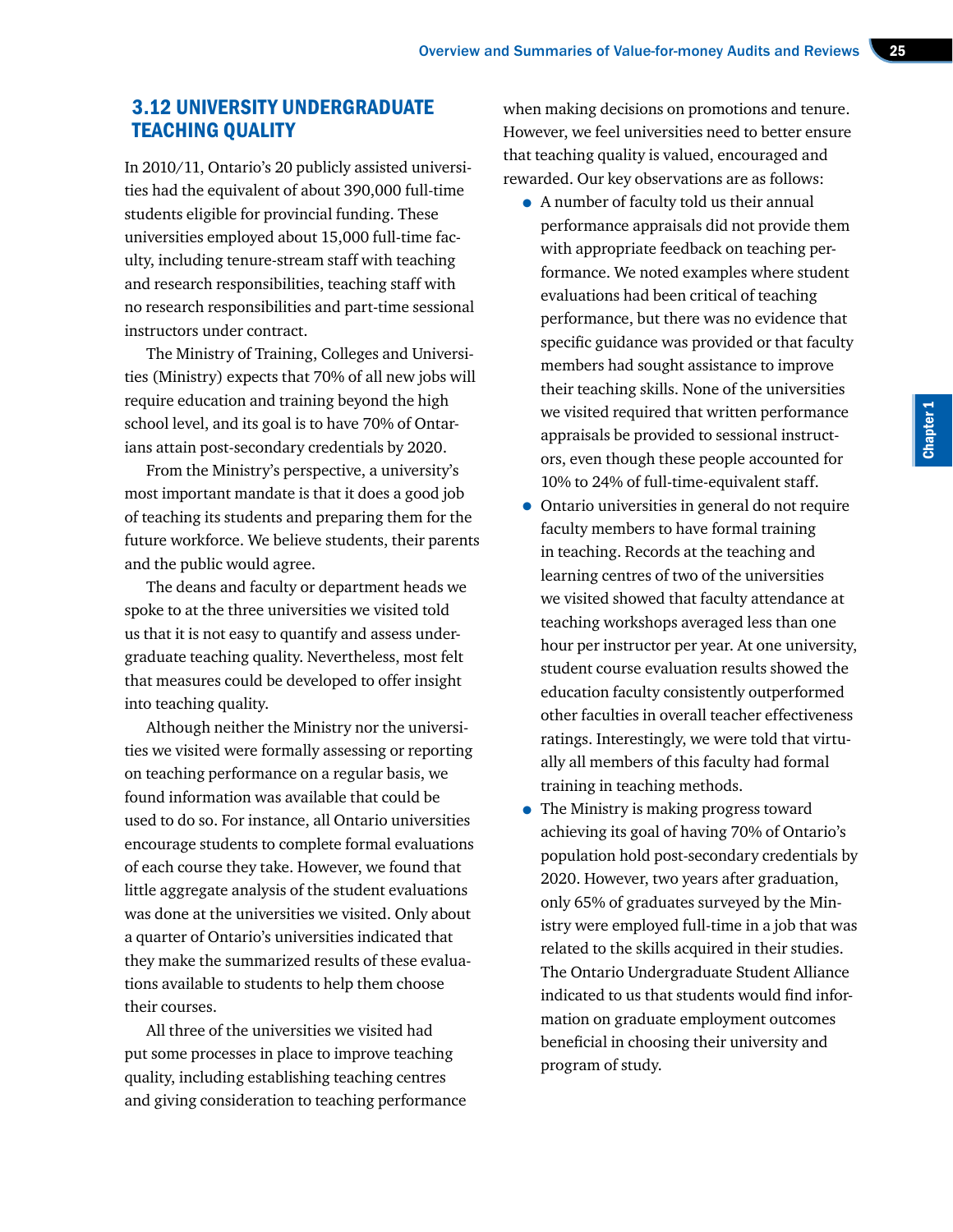## 3.12 UNIVERSITY UNDERGRADUATE TEACHING QUALITY

In 2010/11, Ontario's 20 publicly assisted universities had the equivalent of about 390,000 full-time students eligible for provincial funding. These universities employed about 15,000 full-time faculty, including tenure-stream staff with teaching and research responsibilities, teaching staff with no research responsibilities and part-time sessional instructors under contract.

The Ministry of Training, Colleges and Universities (Ministry) expects that 70% of all new jobs will require education and training beyond the high school level, and its goal is to have 70% of Ontarians attain post-secondary credentials by 2020.

From the Ministry's perspective, a university's most important mandate is that it does a good job of teaching its students and preparing them for the future workforce. We believe students, their parents and the public would agree.

The deans and faculty or department heads we spoke to at the three universities we visited told us that it is not easy to quantify and assess undergraduate teaching quality. Nevertheless, most felt that measures could be developed to offer insight into teaching quality.

Although neither the Ministry nor the universities we visited were formally assessing or reporting on teaching performance on a regular basis, we found information was available that could be used to do so. For instance, all Ontario universities encourage students to complete formal evaluations of each course they take. However, we found that little aggregate analysis of the student evaluations was done at the universities we visited. Only about a quarter of Ontario's universities indicated that they make the summarized results of these evaluations available to students to help them choose their courses.

All three of the universities we visited had put some processes in place to improve teaching quality, including establishing teaching centres and giving consideration to teaching performance when making decisions on promotions and tenure. However, we feel universities need to better ensure that teaching quality is valued, encouraged and rewarded. Our key observations are as follows:

- A number of faculty told us their annual performance appraisals did not provide them with appropriate feedback on teaching performance. We noted examples where student evaluations had been critical of teaching performance, but there was no evidence that specific guidance was provided or that faculty members had sought assistance to improve their teaching skills. None of the universities we visited required that written performance appraisals be provided to sessional instructors, even though these people accounted for 10% to 24% of full-time-equivalent staff.
- Ontario universities in general do not require faculty members to have formal training in teaching. Records at the teaching and learning centres of two of the universities we visited showed that faculty attendance at teaching workshops averaged less than one hour per instructor per year. At one university, student course evaluation results showed the education faculty consistently outperformed other faculties in overall teacher effectiveness ratings. Interestingly, we were told that virtually all members of this faculty had formal training in teaching methods.
- The Ministry is making progress toward achieving its goal of having 70% of Ontario's population hold post-secondary credentials by 2020. However, two years after graduation, only 65% of graduates surveyed by the Ministry were employed full-time in a job that was related to the skills acquired in their studies. The Ontario Undergraduate Student Alliance indicated to us that students would find information on graduate employment outcomes beneficial in choosing their university and program of study.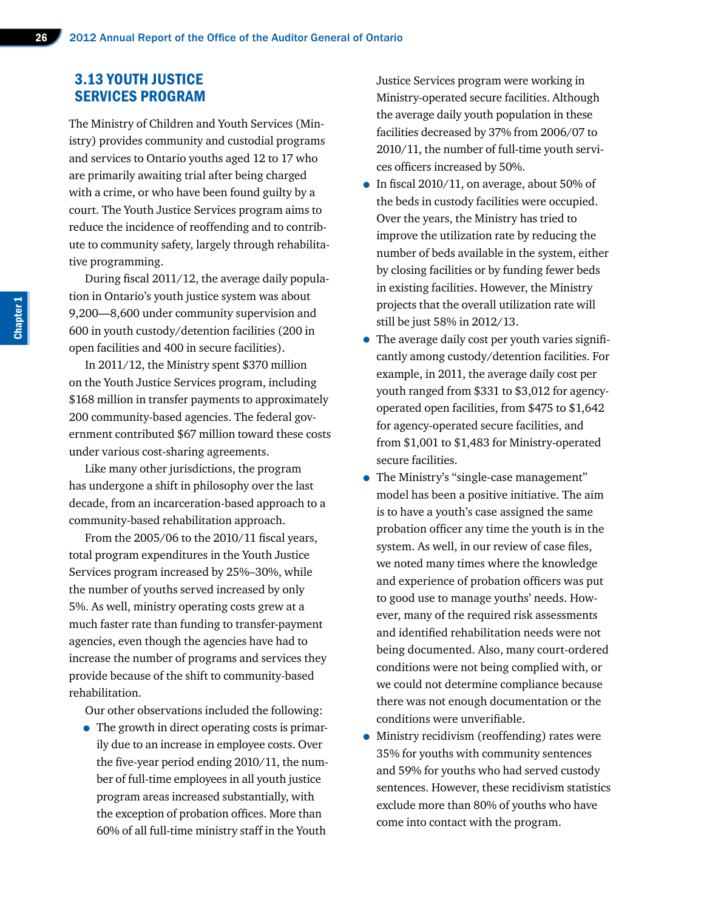## 3.13 YOUTH JUSTICE SERVICES PROGRAM

The Ministry of Children and Youth Services (Ministry) provides community and custodial programs and services to Ontario youths aged 12 to 17 who are primarily awaiting trial after being charged with a crime, or who have been found guilty by a court. The Youth Justice Services program aims to reduce the incidence of reoffending and to contribute to community safety, largely through rehabilitative programming.

During fiscal 2011/12, the average daily population in Ontario's youth justice system was about 9,200—8,600 under community supervision and 600 in youth custody/detention facilities (200 in open facilities and 400 in secure facilities).

In 2011/12, the Ministry spent $370 million on the Youth Justice Services program, including $168 million in transfer payments to approximately 200 community-based agencies. The federal government contributed $67 million toward these costs under various cost-sharing agreements.

Like many other jurisdictions, the program has undergone a shift in philosophy over the last decade, from an incarceration-based approach to a community-based rehabilitation approach.

From the 2005/06 to the 2010/11 fiscal years, total program expenditures in the Youth Justice Services program increased by 25%–30%, while the number of youths served increased by only 5%. As well, ministry operating costs grew at a much faster rate than funding to transfer-payment agencies, even though the agencies have had to increase the number of programs and services they provide because of the shift to community-based rehabilitation.

Our other observations included the following:

- The growth in direct operating costs is primarily due to an increase in employee costs. Over the five-year period ending 2010/11, the number of full-time employees in all youth justice program areas increased substantially, with the exception of probation offices. More than 60% of all full-time ministry staff in the Youth Justice Services program were working in Ministry-operated secure facilities. Although the average daily youth population in these facilities decreased by 37% from 2006/07 to 2010/11, the number of full-time youth services officers increased by 50%.
- In fiscal 2010/11, on average, about 50% of the beds in custody facilities were occupied. Over the years, the Ministry has tried to improve the utilization rate by reducing the number of beds available in the system, either by closing facilities or by funding fewer beds in existing facilities. However, the Ministry projects that the overall utilization rate will still be just 58% in 2012/13.
- The average daily cost per youth varies significantly among custody/detention facilities. For example, in 2011, the average daily cost per youth ranged from $331 to $3,012 for agency-operated open facilities, from $475 to $1,642 for agency-operated secure facilities, and from $1,001 to $1,483 for Ministry-operated secure facilities.
- The Ministry's "single-case management" model has been a positive initiative. The aim is to have a youth's case assigned the same probation officer any time the youth is in the system. As well, in our review of case files, we noted many times where the knowledge and experience of probation officers was put to good use to manage youths' needs. However, many of the required risk assessments and identified rehabilitation needs were not being documented. Also, many court-ordered conditions were not being complied with, or we could not determine compliance because there was not enough documentation or the conditions were unverifiable.
- Ministry recidivism (reoffending) rates were 35% for youths with community sentences and 59% for youths who had served custody sentences. However, these recidivism statistics exclude more than 80% of youths who have come into contact with the program.